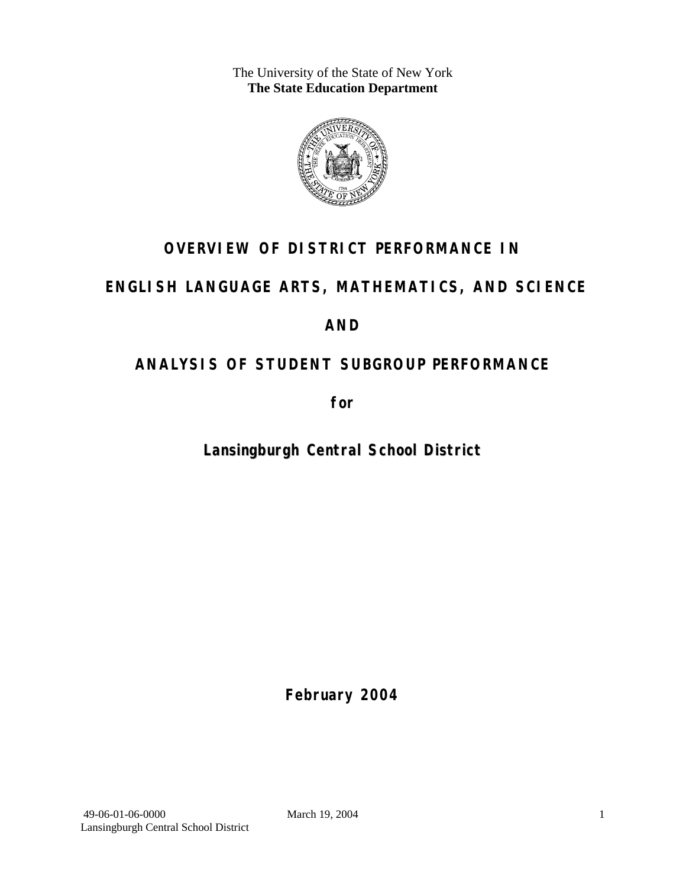The University of the State of New York
**The State Education Department**

# OVERVIEW OF DISTRICT PERFORMANCE IN ENGLISH LANGUAGE ARTS, MATHEMATICS, AND SCIENCE

# AND

# ANALYSIS OF STUDENT SUBGROUP PERFORMANCE

**for**

## Lansingburgh Central School District

**February 2004**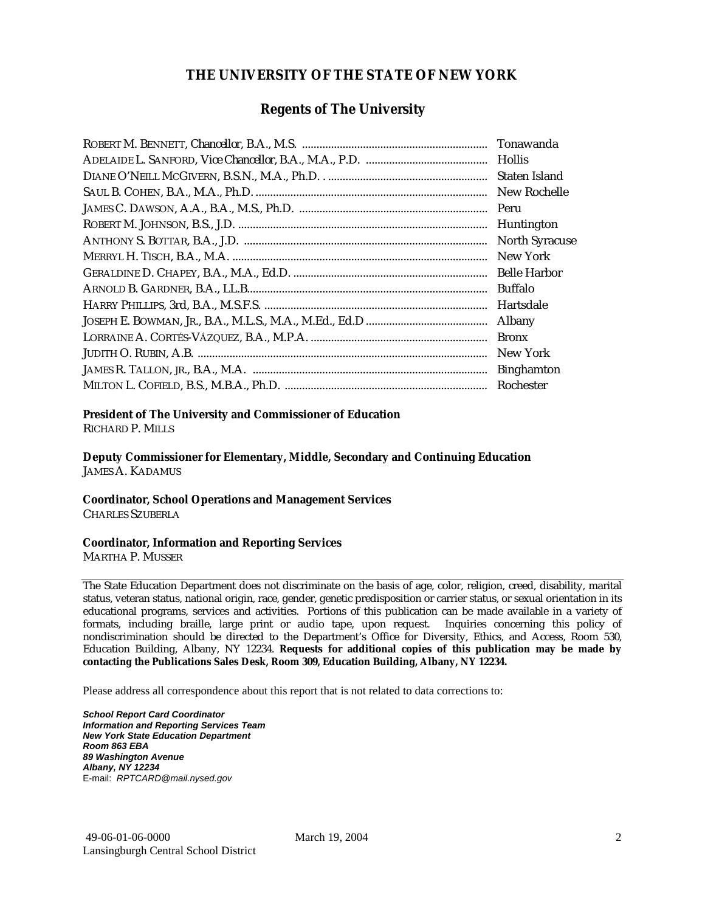# THE UNIVERSITY OF THE STATE OF NEW YORK

## Regents of The University

| | |
|---|---|
| ROBERT M. BENNETT, *Chancellor*, B.A., M.S. | Tonawanda |
| ADELAIDE L. SANFORD, *Vice Chancellor*, B.A., M.A., P.D. | Hollis |
| DIANE O'NEILL MCGIVERN, B.S.N., M.A., Ph.D. | Staten Island |
| SAUL B. COHEN, B.A., M.A., Ph.D. | New Rochelle |
| JAMES C. DAWSON, A.A., B.A., M.S., Ph.D. | Peru |
| ROBERT M. JOHNSON, B.S., J.D. | Huntington |
| ANTHONY S. BOTTAR, B.A., J.D. | North Syracuse |
| MERRYL H. TISCH, B.A., M.A. | New York |
| GERALDINE D. CHAPEY, B.A., M.A., Ed.D. | Belle Harbor |
| ARNOLD B. GARDNER, B.A., LL.B. | Buffalo |
| HARRY PHILLIPS, 3rd, B.A., M.S.F.S. | Hartsdale |
| JOSEPH E. BOWMAN, JR., B.A., M.L.S., M.A., M.Ed., Ed.D | Albany |
| LORRAINE A. CORTÉS-VÁZQUEZ, B.A., M.P.A. | Bronx |
| JUDITH O. RUBIN, A.B. | New York |
| JAMES R. TALLON, JR., B.A., M.A. | Binghamton |
| MILTON L. COFIELD, B.S., M.B.A., Ph.D. | Rochester |

**President of The University and Commissioner of Education**
RICHARD P. MILLS

**Deputy Commissioner for Elementary, Middle, Secondary and Continuing Education**
JAMES A. KADAMUS

**Coordinator, School Operations and Management Services**
CHARLES SZUBERLA

**Coordinator, Information and Reporting Services**
MARTHA P. MUSSER

---

The State Education Department does not discriminate on the basis of age, color, religion, creed, disability, marital status, veteran status, national origin, race, gender, genetic predisposition or carrier status, or sexual orientation in its educational programs, services and activities. Portions of this publication can be made available in a variety of formats, including braille, large print or audio tape, upon request. Inquiries concerning this policy of nondiscrimination should be directed to the Department's Office for Diversity, Ethics, and Access, Room 530, Education Building, Albany, NY 12234. **Requests for additional copies of this publication may be made by contacting the Publications Sales Desk, Room 309, Education Building, Albany, NY 12234.**

Please address all correspondence about this report that is not related to data corrections to:

***School Report Card Coordinator***
***Information and Reporting Services Team***
***New York State Education Department***
***Room 863 EBA***
***89 Washington Avenue***
***Albany, NY 12234***
E-mail: *RPTCARD@mail.nysed.gov*

49-06-01-06-0000 March 19, 2004
Lansingburgh Central School District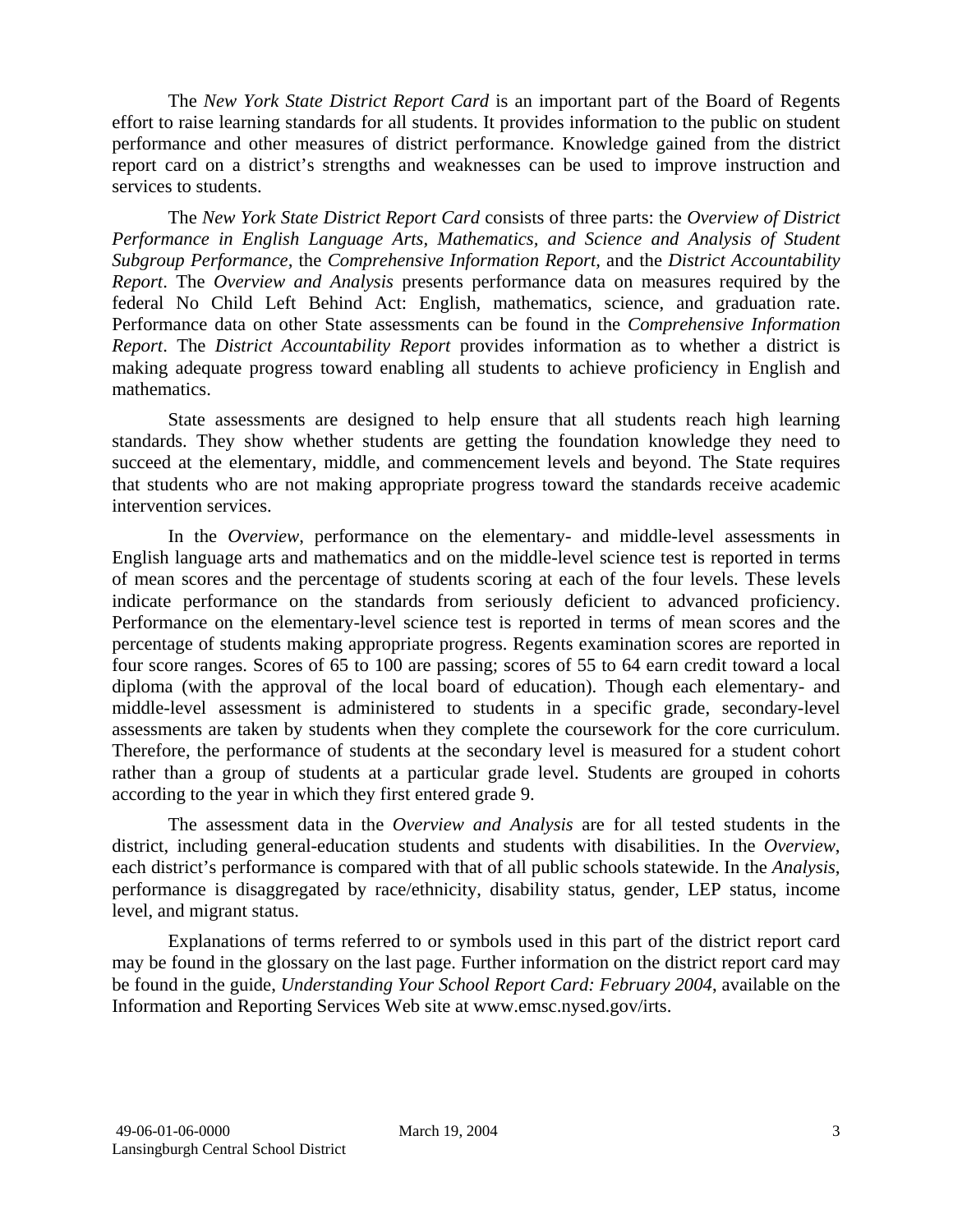The *New York State District Report Card* is an important part of the Board of Regents effort to raise learning standards for all students. It provides information to the public on student performance and other measures of district performance. Knowledge gained from the district report card on a district's strengths and weaknesses can be used to improve instruction and services to students.

The *New York State District Report Card* consists of three parts: the *Overview of District Performance in English Language Arts, Mathematics, and Science and Analysis of Student Subgroup Performance,* the *Comprehensive Information Report*, and the *District Accountability Report*. The *Overview and Analysis* presents performance data on measures required by the federal No Child Left Behind Act: English, mathematics, science, and graduation rate. Performance data on other State assessments can be found in the *Comprehensive Information Report*. The *District Accountability Report* provides information as to whether a district is making adequate progress toward enabling all students to achieve proficiency in English and mathematics.

State assessments are designed to help ensure that all students reach high learning standards. They show whether students are getting the foundation knowledge they need to succeed at the elementary, middle, and commencement levels and beyond. The State requires that students who are not making appropriate progress toward the standards receive academic intervention services.

In the *Overview*, performance on the elementary- and middle-level assessments in English language arts and mathematics and on the middle-level science test is reported in terms of mean scores and the percentage of students scoring at each of the four levels. These levels indicate performance on the standards from seriously deficient to advanced proficiency. Performance on the elementary-level science test is reported in terms of mean scores and the percentage of students making appropriate progress. Regents examination scores are reported in four score ranges. Scores of 65 to 100 are passing; scores of 55 to 64 earn credit toward a local diploma (with the approval of the local board of education). Though each elementary- and middle-level assessment is administered to students in a specific grade, secondary-level assessments are taken by students when they complete the coursework for the core curriculum. Therefore, the performance of students at the secondary level is measured for a student cohort rather than a group of students at a particular grade level. Students are grouped in cohorts according to the year in which they first entered grade 9.

The assessment data in the *Overview and Analysis* are for all tested students in the district, including general-education students and students with disabilities. In the *Overview*, each district's performance is compared with that of all public schools statewide. In the *Analysis*, performance is disaggregated by race/ethnicity, disability status, gender, LEP status, income level, and migrant status.

Explanations of terms referred to or symbols used in this part of the district report card may be found in the glossary on the last page. Further information on the district report card may be found in the guide, *Understanding Your School Report Card: February 2004*, available on the Information and Reporting Services Web site at www.emsc.nysed.gov/irts.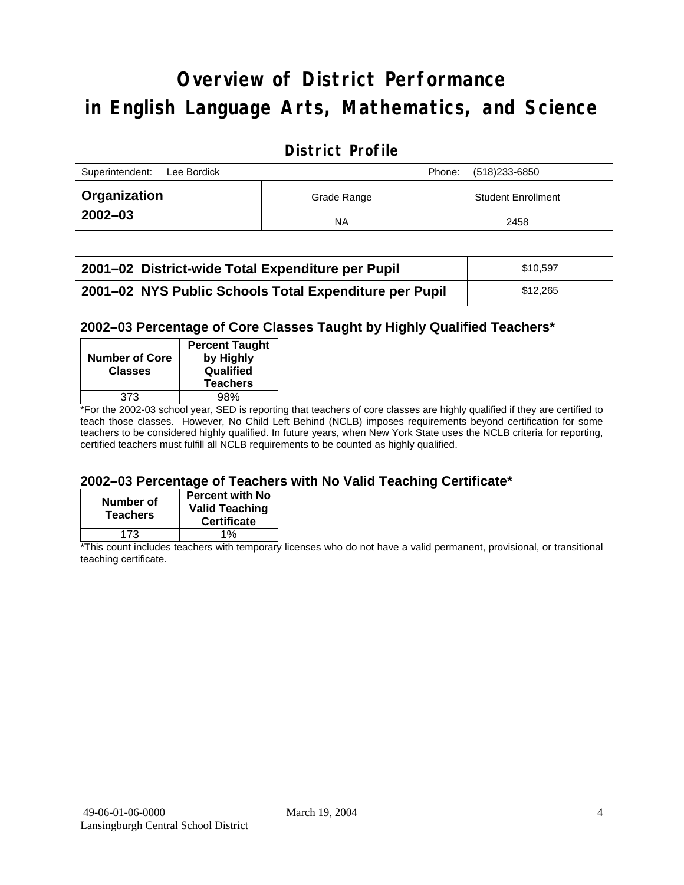# Overview of District Performance in English Language Arts, Mathematics, and Science

## District Profile

| Superintendent: Lee Bordick | | Phone: (518)233-6850 |
|---|---|---|
| **Organization 2002–03** | Grade Range | Student Enrollment |
| | NA | 2458 |

| | |
|---|---|
| **2001–02 District-wide Total Expenditure per Pupil** | $10,597 |
| **2001–02 NYS Public Schools Total Expenditure per Pupil** | $12,265 |

### 2002–03 Percentage of Core Classes Taught by Highly Qualified Teachers*

| Number of Core Classes | Percent Taught by Highly Qualified Teachers |
|---|---|
| 373 | 98% |

*For the 2002-03 school year, SED is reporting that teachers of core classes are highly qualified if they are certified to teach those classes. However, No Child Left Behind (NCLB) imposes requirements beyond certification for some teachers to be considered highly qualified. In future years, when New York State uses the NCLB criteria for reporting, certified teachers must fulfill all NCLB requirements to be counted as highly qualified.

### 2002–03 Percentage of Teachers with No Valid Teaching Certificate*

| Number of Teachers | Percent with No Valid Teaching Certificate |
|---|---|
| 173 | 1% |

*This count includes teachers with temporary licenses who do not have a valid permanent, provisional, or transitional teaching certificate.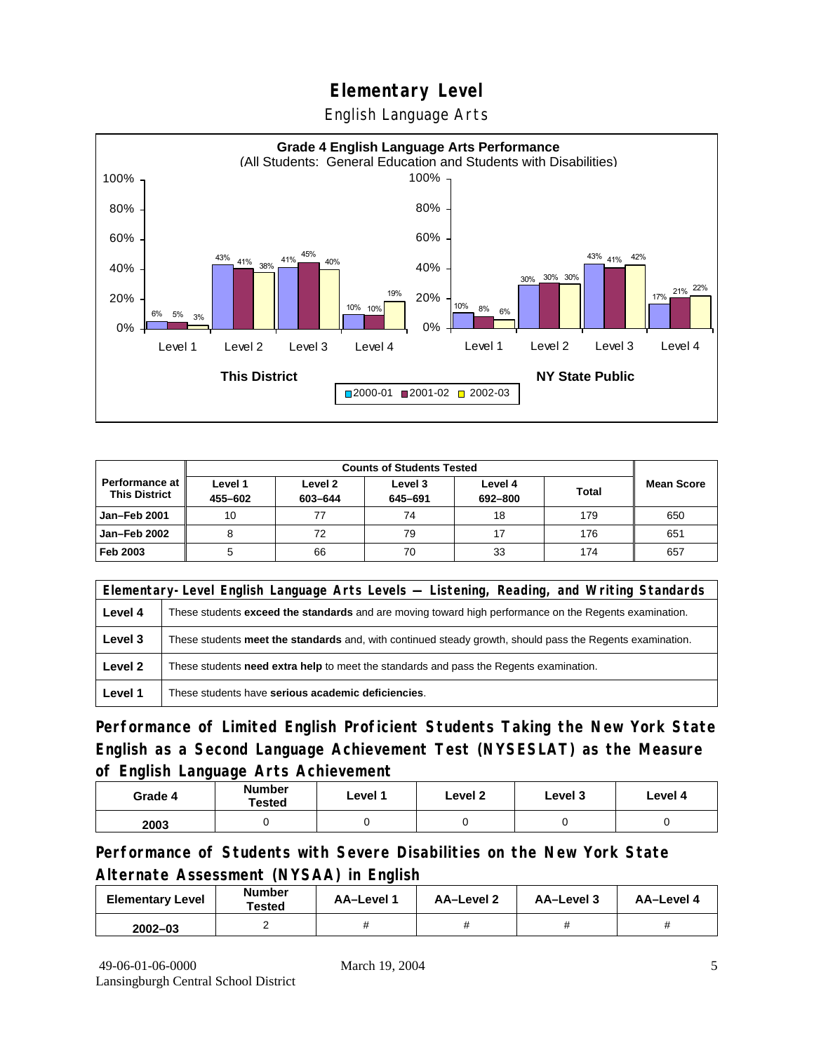# Elementary Level

## English Language Arts

**Grade 4 English Language Arts Performance**
(All Students: General Education and Students with Disabilities)

| | This District 2000-01 | This District 2001-02 | This District 2002-03 | NY State Public 2000-01 | NY State Public 2001-02 | NY State Public 2002-03 |
|---|---|---|---|---|---|---|
| Level 1 | 6% | 5% | 3% | 10% | 8% | 6% |
| Level 2 | 43% | 41% | 38% | 30% | 30% | 30% |
| Level 3 | 41% | 45% | 40% | 43% | 41% | 42% |
| Level 4 | 10% | 10% | 19% | 17% | 21% | 22% |

| Performance at This District | Counts of Students Tested | | | | | Mean Score |
|---|---|---|---|---|---|---|
| | Level 1 455–602 | Level 2 603–644 | Level 3 645–691 | Level 4 692–800 | Total | |
| Jan–Feb 2001 | 10 | 77 | 74 | 18 | 179 | 650 |
| Jan–Feb 2002 | 8 | 72 | 79 | 17 | 176 | 651 |
| Feb 2003 | 5 | 66 | 70 | 33 | 174 | 657 |

| Elementary-Level English Language Arts Levels — Listening, Reading, and Writing Standards | |
|---|---|
| Level 4 | These students **exceed the standards** and are moving toward high performance on the Regents examination. |
| Level 3 | These students **meet the standards** and, with continued steady growth, should pass the Regents examination. |
| Level 2 | These students **need extra help** to meet the standards and pass the Regents examination. |
| Level 1 | These students have **serious academic deficiencies**. |

## Performance of Limited English Proficient Students Taking the New York State English as a Second Language Achievement Test (NYSESLAT) as the Measure of English Language Arts Achievement

| Grade 4 | Number Tested | Level 1 | Level 2 | Level 3 | Level 4 |
|---|---|---|---|---|---|
| 2003 | 0 | 0 | 0 | 0 | 0 |

## Performance of Students with Severe Disabilities on the New York State Alternate Assessment (NYSAA) in English

| Elementary Level | Number Tested | AA–Level 1 | AA–Level 2 | AA–Level 3 | AA–Level 4 |
|---|---|---|---|---|---|
| 2002–03 | 2 | # | # | # | # |

49-06-01-06-0000 Lansingburgh Central School District — March 19, 2004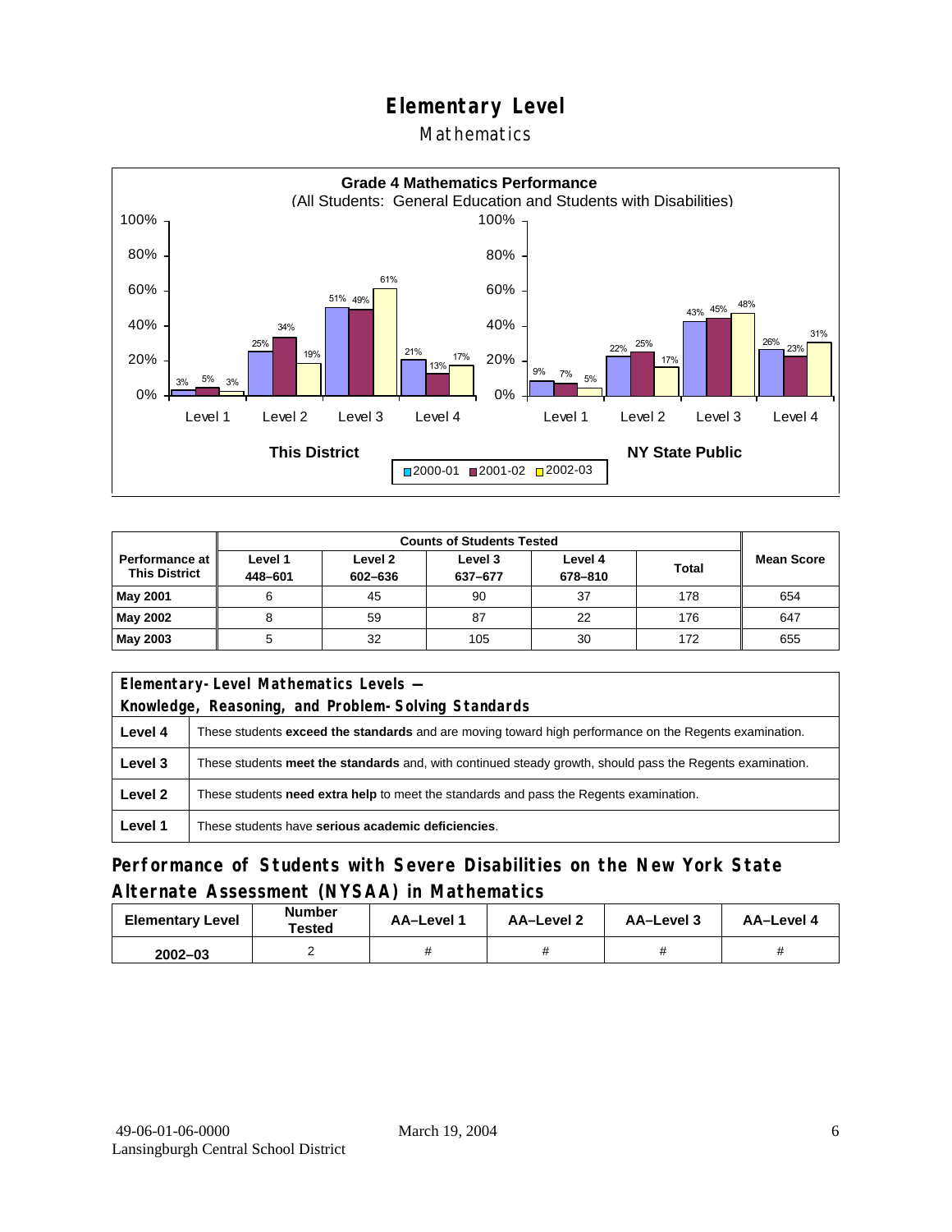# Elementary Level

## Mathematics

**Grade 4 Mathematics Performance**
(All Students: General Education and Students with Disabilities)

| | This District 2000-01 | This District 2001-02 | This District 2002-03 | NY State Public 2000-01 | NY State Public 2001-02 | NY State Public 2002-03 |
|---|---|---|---|---|---|---|
| Level 1 | 3% | 5% | 3% | 9% | 7% | 5% |
| Level 2 | 25% | 34% | 19% | 22% | 25% | 17% |
| Level 3 | 51% | 49% | 61% | 43% | 45% | 48% |
| Level 4 | 21% | 13% | 17% | 26% | 23% | 31% |

| Performance at This District | Counts of Students Tested | | | | | Mean Score |
|---|---|---|---|---|---|---|
| | Level 1 448–601 | Level 2 602–636 | Level 3 637–677 | Level 4 678–810 | Total | |
| May 2001 | 6 | 45 | 90 | 37 | 178 | 654 |
| May 2002 | 8 | 59 | 87 | 22 | 176 | 647 |
| May 2003 | 5 | 32 | 105 | 30 | 172 | 655 |

| Elementary-Level Mathematics Levels — Knowledge, Reasoning, and Problem-Solving Standards | |
|---|---|
| **Level 4** | These students **exceed the standards** and are moving toward high performance on the Regents examination. |
| **Level 3** | These students **meet the standards** and, with continued steady growth, should pass the Regents examination. |
| **Level 2** | These students **need extra help** to meet the standards and pass the Regents examination. |
| **Level 1** | These students have **serious academic deficiencies**. |

## Performance of Students with Severe Disabilities on the New York State Alternate Assessment (NYSAA) in Mathematics

| Elementary Level | Number Tested | AA–Level 1 | AA–Level 2 | AA–Level 3 | AA–Level 4 |
|---|---|---|---|---|---|
| 2002–03 | 2 | # | # | # | # |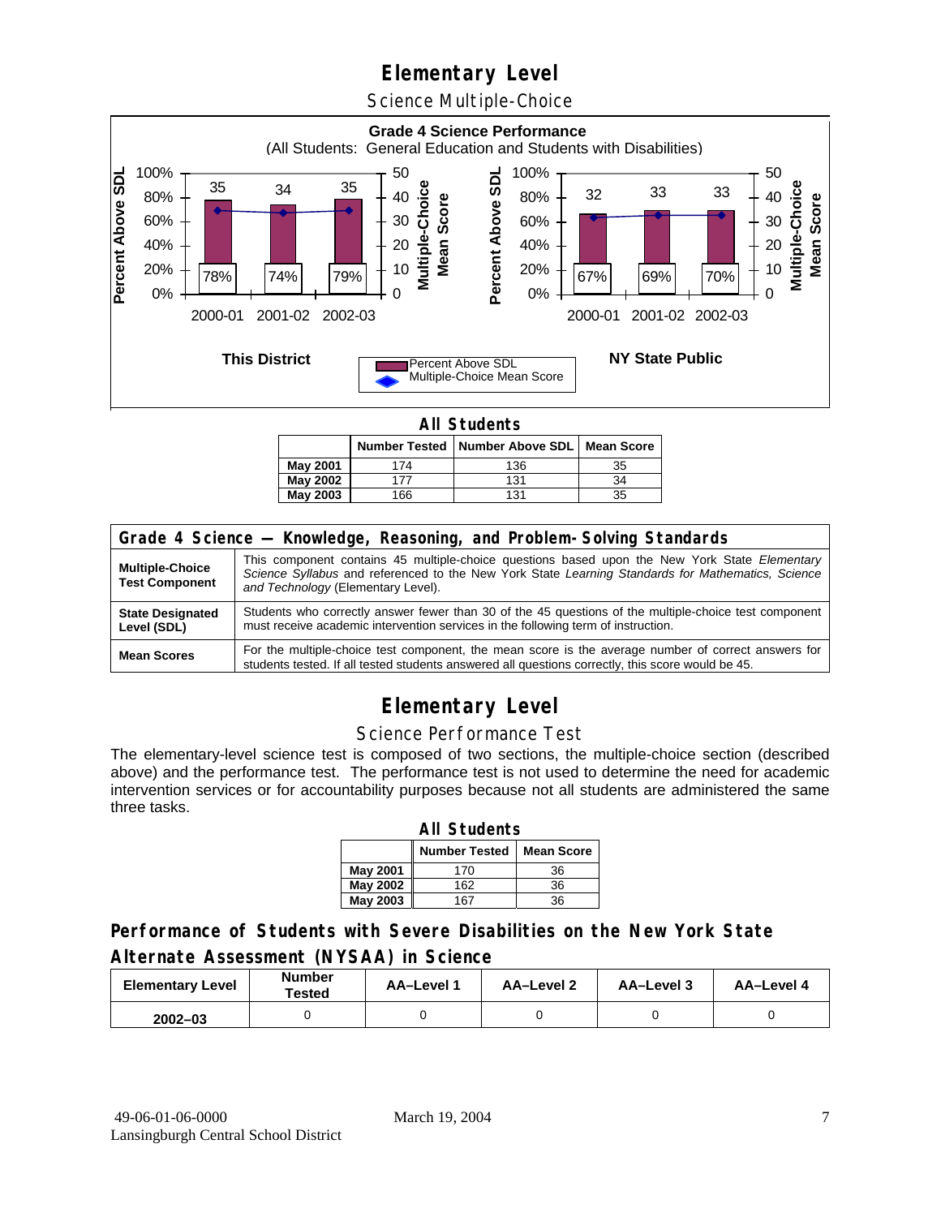# Elementary Level

## Science Multiple-Choice

**Grade 4 Science Performance**
(All Students: General Education and Students with Disabilities)

**This District**

| Year | Percent Above SDL | Multiple-Choice Mean Score |
|---|---|---|
| 2000-01 | 78% | 35 |
| 2001-02 | 74% | 34 |
| 2002-03 | 79% | 35 |

**NY State Public**

| Year | Percent Above SDL | Multiple-Choice Mean Score |
|---|---|---|
| 2000-01 | 67% | 32 |
| 2001-02 | 69% | 33 |
| 2002-03 | 70% | 33 |

**All Students**

| | Number Tested | Number Above SDL | Mean Score |
|---|---|---|---|
| **May 2001** | 174 | 136 | 35 |
| **May 2002** | 177 | 131 | 34 |
| **May 2003** | 166 | 131 | 35 |

| Grade 4 Science — Knowledge, Reasoning, and Problem-Solving Standards | |
|---|---|
| **Multiple-Choice Test Component** | This component contains 45 multiple-choice questions based upon the New York State *Elementary Science Syllabus* and referenced to the New York State *Learning Standards for Mathematics, Science and Technology* (Elementary Level). |
| **State Designated Level (SDL)** | Students who correctly answer fewer than 30 of the 45 questions of the multiple-choice test component must receive academic intervention services in the following term of instruction. |
| **Mean Scores** | For the multiple-choice test component, the mean score is the average number of correct answers for students tested. If all tested students answered all questions correctly, this score would be 45. |

# Elementary Level

## Science Performance Test

The elementary-level science test is composed of two sections, the multiple-choice section (described above) and the performance test. The performance test is not used to determine the need for academic intervention services or for accountability purposes because not all students are administered the same three tasks.

**All Students**

| | Number Tested | Mean Score |
|---|---|---|
| **May 2001** | 170 | 36 |
| **May 2002** | 162 | 36 |
| **May 2003** | 167 | 36 |

### Performance of Students with Severe Disabilities on the New York State Alternate Assessment (NYSAA) in Science

| Elementary Level | Number Tested | AA–Level 1 | AA–Level 2 | AA–Level 3 | AA–Level 4 |
|---|---|---|---|---|---|
| **2002–03** | 0 | 0 | 0 | 0 | 0 |

49-06-01-06-0000 March 19, 2004
Lansingburgh Central School District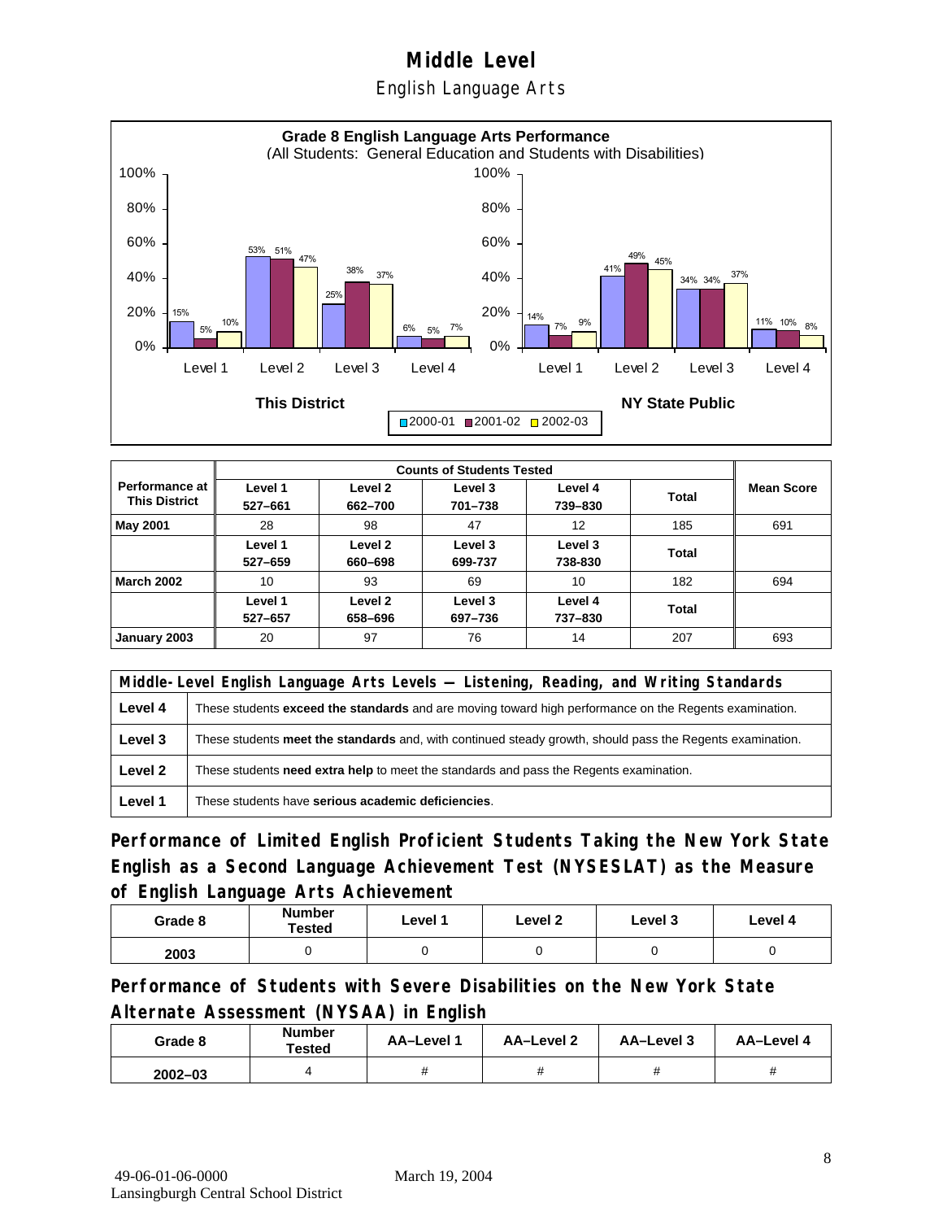# Middle Level

## English Language Arts

**Grade 8 English Language Arts Performance**
(All Students: General Education and Students with Disabilities)

**This District**

| | 2000-01 | 2001-02 | 2002-03 |
|---|---|---|---|
| Level 1 | 15% | 5% | 10% |
| Level 2 | 53% | 51% | 47% |
| Level 3 | 25% | 38% | 37% |
| Level 4 | 6% | 5% | 7% |

**NY State Public**

| | 2000-01 | 2001-02 | 2002-03 |
|---|---|---|---|
| Level 1 | 14% | 7% | 9% |
| Level 2 | 41% | 49% | 45% |
| Level 3 | 34% | 34% | 37% |
| Level 4 | 11% | 10% | 8% |

| Performance at This District | Counts of Students Tested | | | | | Mean Score |
|---|---|---|---|---|---|---|
| | Level 1 527–661 | Level 2 662–700 | Level 3 701–738 | Level 4 739–830 | Total | |
| **May 2001** | 28 | 98 | 47 | 12 | 185 | 691 |
| | Level 1 527–659 | Level 2 660–698 | Level 3 699-737 | Level 3 738-830 | Total | |
| **March 2002** | 10 | 93 | 69 | 10 | 182 | 694 |
| | Level 1 527–657 | Level 2 658–696 | Level 3 697–736 | Level 4 737–830 | Total | |
| **January 2003** | 20 | 97 | 76 | 14 | 207 | 693 |

| Middle-Level English Language Arts Levels — Listening, Reading, and Writing Standards | |
|---|---|
| **Level 4** | These students **exceed the standards** and are moving toward high performance on the Regents examination. |
| **Level 3** | These students **meet the standards** and, with continued steady growth, should pass the Regents examination. |
| **Level 2** | These students **need extra help** to meet the standards and pass the Regents examination. |
| **Level 1** | These students have **serious academic deficiencies**. |

## Performance of Limited English Proficient Students Taking the New York State English as a Second Language Achievement Test (NYSESLAT) as the Measure of English Language Arts Achievement

| Grade 8 | Number Tested | Level 1 | Level 2 | Level 3 | Level 4 |
|---|---|---|---|---|---|
| 2003 | 0 | 0 | 0 | 0 | 0 |

## Performance of Students with Severe Disabilities on the New York State Alternate Assessment (NYSAA) in English

| Grade 8 | Number Tested | AA–Level 1 | AA–Level 2 | AA–Level 3 | AA–Level 4 |
|---|---|---|---|---|---|
| 2002–03 | 4 | # | # | # | # |

49-06-01-06-0000 March 19, 2004
Lansingburgh Central School District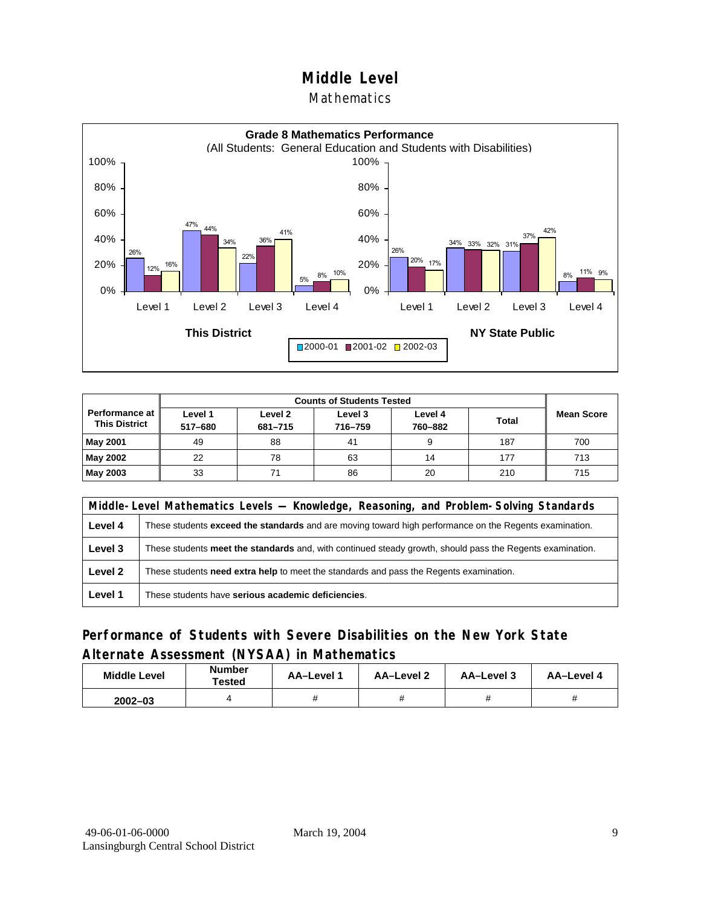# Middle Level

## Mathematics

**Grade 8 Mathematics Performance**
(All Students: General Education and Students with Disabilities)

| This District | 2000-01 | 2001-02 | 2002-03 |
|---|---|---|---|
| Level 1 | 26% | 12% | 16% |
| Level 2 | 47% | 44% | 34% |
| Level 3 | 22% | 36% | 41% |
| Level 4 | 5% | 8% | 10% |

| NY State Public | 2000-01 | 2001-02 | 2002-03 |
|---|---|---|---|
| Level 1 | 26% | 20% | 17% |
| Level 2 | 34% | 33% | 32% |
| Level 3 | 31% | 37% | 42% |
| Level 4 | 8% | 11% | 9% |

| Performance at This District | Counts of Students Tested | | | | | Mean Score |
|---|---|---|---|---|---|---|
| | Level 1 517–680 | Level 2 681–715 | Level 3 716–759 | Level 4 760–882 | Total | |
| **May 2001** | 49 | 88 | 41 | 9 | 187 | 700 |
| **May 2002** | 22 | 78 | 63 | 14 | 177 | 713 |
| **May 2003** | 33 | 71 | 86 | 20 | 210 | 715 |

| Middle-Level Mathematics Levels — Knowledge, Reasoning, and Problem-Solving Standards | |
|---|---|
| **Level 4** | These students **exceed the standards** and are moving toward high performance on the Regents examination. |
| **Level 3** | These students **meet the standards** and, with continued steady growth, should pass the Regents examination. |
| **Level 2** | These students **need extra help** to meet the standards and pass the Regents examination. |
| **Level 1** | These students have **serious academic deficiencies**. |

## Performance of Students with Severe Disabilities on the New York State Alternate Assessment (NYSAA) in Mathematics

| Middle Level | Number Tested | AA–Level 1 | AA–Level 2 | AA–Level 3 | AA–Level 4 |
|---|---|---|---|---|---|
| 2002–03 | 4 | # | # | # | # |

49-06-01-06-0000
Lansingburgh Central School District

March 19, 2004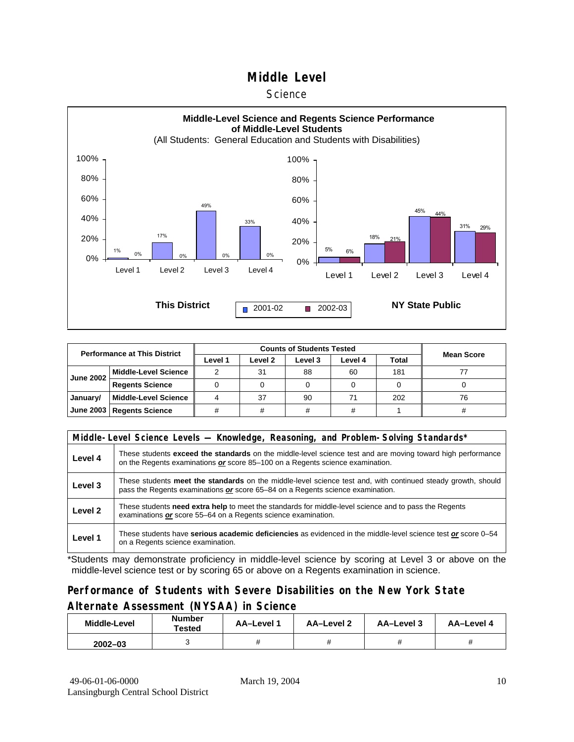# Middle Level

## Science

**Middle-Level Science and Regents Science Performance of Middle-Level Students**

(All Students: General Education and Students with Disabilities)

**This District**

| | Level 1 | Level 2 | Level 3 | Level 4 |
|---|---|---|---|---|
| 2001-02 | 1% | 17% | 49% | 33% |
| 2002-03 | 0% | 0% | 0% | 0% |

**NY State Public**

| | Level 1 | Level 2 | Level 3 | Level 4 |
|---|---|---|---|---|
| 2001-02 | 5% | 18% | 45% | 31% |
| 2002-03 | 6% | 21% | 44% | 29% |

| Performance at This District | | Counts of Students Tested | | | | | Mean Score |
|---|---|---|---|---|---|---|---|
| | | Level 1 | Level 2 | Level 3 | Level 4 | Total | |
| June 2002 | Middle-Level Science | 2 | 31 | 88 | 60 | 181 | 77 |
| | Regents Science | 0 | 0 | 0 | 0 | 0 | 0 |
| January/ June 2003 | Middle-Level Science | 4 | 37 | 90 | 71 | 202 | 76 |
| | Regents Science | # | # | # | # | 1 | # |

| Middle-Level Science Levels — Knowledge, Reasoning, and Problem-Solving Standards* | |
|---|---|
| Level 4 | These students **exceed the standards** on the middle-level science test and are moving toward high performance on the Regents examinations ***or*** score 85–100 on a Regents science examination. |
| Level 3 | These students **meet the standards** on the middle-level science test and, with continued steady growth, should pass the Regents examinations ***or*** score 65–84 on a Regents science examination. |
| Level 2 | These students **need extra help** to meet the standards for middle-level science and to pass the Regents examinations ***or*** score 55–64 on a Regents science examination. |
| Level 1 | These students have **serious academic deficiencies** as evidenced in the middle-level science test ***or*** score 0–54 on a Regents science examination. |

*Students may demonstrate proficiency in middle-level science by scoring at Level 3 or above on the middle-level science test or by scoring 65 or above on a Regents examination in science.

## Performance of Students with Severe Disabilities on the New York State Alternate Assessment (NYSAA) in Science

| Middle-Level | Number Tested | AA–Level 1 | AA–Level 2 | AA–Level 3 | AA–Level 4 |
|---|---|---|---|---|---|
| 2002–03 | 3 | # | # | # | # |

49-06-01-06-0000 March 19, 2004
Lansingburgh Central School District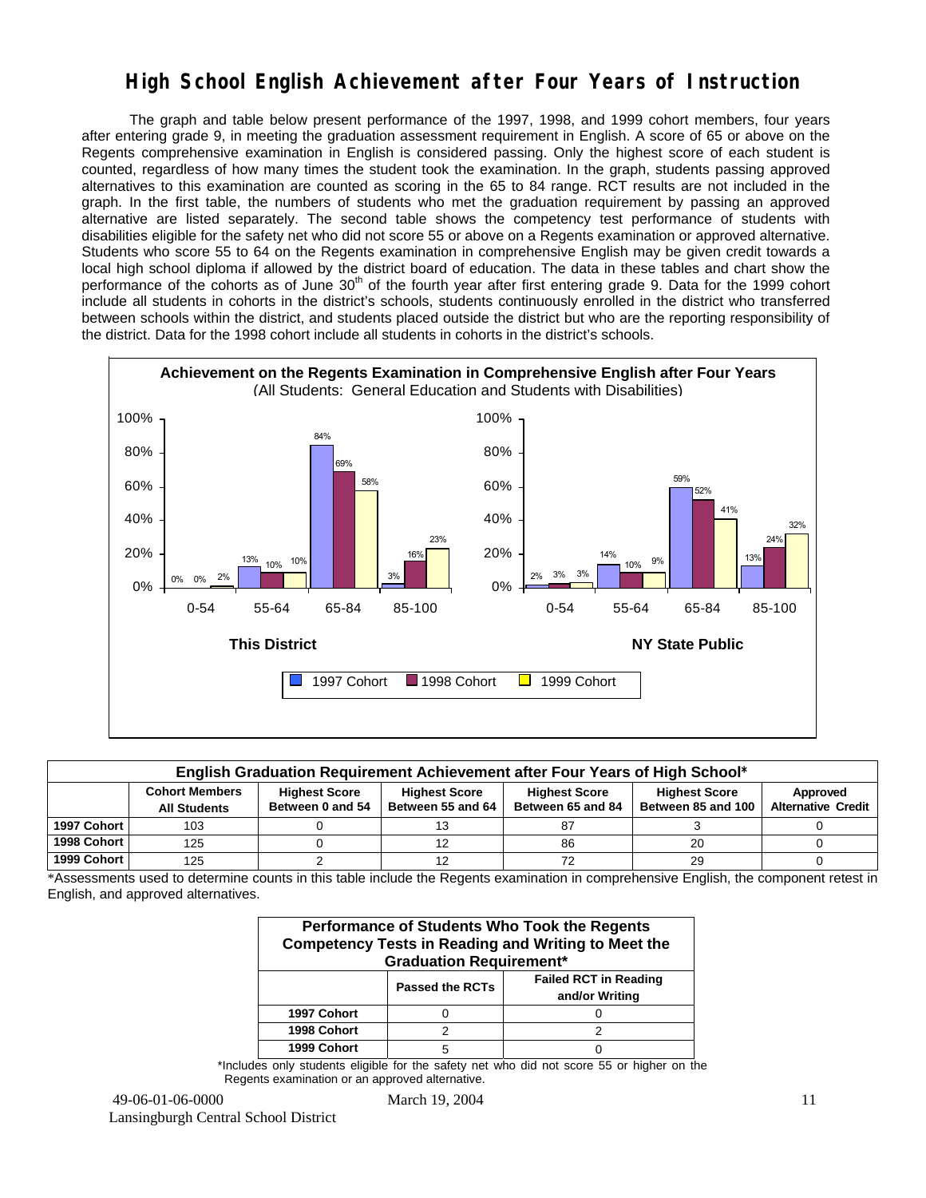# High School English Achievement after Four Years of Instruction

The graph and table below present performance of the 1997, 1998, and 1999 cohort members, four years after entering grade 9, in meeting the graduation assessment requirement in English. A score of 65 or above on the Regents comprehensive examination in English is considered passing. Only the highest score of each student is counted, regardless of how many times the student took the examination. In the graph, students passing approved alternatives to this examination are counted as scoring in the 65 to 84 range. RCT results are not included in the graph. In the first table, the numbers of students who met the graduation requirement by passing an approved alternative are listed separately. The second table shows the competency test performance of students with disabilities eligible for the safety net who did not score 55 or above on a Regents examination or approved alternative. Students who score 55 to 64 on the Regents examination in comprehensive English may be given credit towards a local high school diploma if allowed by the district board of education. The data in these tables and chart show the performance of the cohorts as of June 30th of the fourth year after first entering grade 9. Data for the 1999 cohort include all students in cohorts in the district's schools, students continuously enrolled in the district who transferred between schools within the district, and students placed outside the district but who are the reporting responsibility of the district. Data for the 1998 cohort include all students in cohorts in the district's schools.

**Achievement on the Regents Examination in Comprehensive English after Four Years**
(All Students: General Education and Students with Disabilities)

**This District**

| Score Range | 1997 Cohort | 1998 Cohort | 1999 Cohort |
|---|---|---|---|
| 0-54 | 0% | 0% | 2% |
| 55-64 | 13% | 10% | 10% |
| 65-84 | 84% | 69% | 58% |
| 85-100 | 3% | 16% | 23% |

**NY State Public**

| Score Range | 1997 Cohort | 1998 Cohort | 1999 Cohort |
|---|---|---|---|
| 0-54 | 2% | 3% | 3% |
| 55-64 | 14% | 10% | 9% |
| 65-84 | 59% | 52% | 41% |
| 85-100 | 13% | 24% | 32% |

**English Graduation Requirement Achievement after Four Years of High School***

| | Cohort Members All Students | Highest Score Between 0 and 54 | Highest Score Between 55 and 64 | Highest Score Between 65 and 84 | Highest Score Between 85 and 100 | Approved Alternative Credit |
|---|---|---|---|---|---|---|
| 1997 Cohort | 103 | 0 | 13 | 87 | 3 | 0 |
| 1998 Cohort | 125 | 0 | 12 | 86 | 20 | 0 |
| 1999 Cohort | 125 | 2 | 12 | 72 | 29 | 0 |

*Assessments used to determine counts in this table include the Regents examination in comprehensive English, the component retest in English, and approved alternatives.

**Performance of Students Who Took the Regents Competency Tests in Reading and Writing to Meet the Graduation Requirement***

| | Passed the RCTs | Failed RCT in Reading and/or Writing |
|---|---|---|
| 1997 Cohort | 0 | 0 |
| 1998 Cohort | 2 | 2 |
| 1999 Cohort | 5 | 0 |

*Includes only students eligible for the safety net who did not score 55 or higher on the Regents examination or an approved alternative.

49-06-01-06-0000 March 19, 2004
Lansingburgh Central School District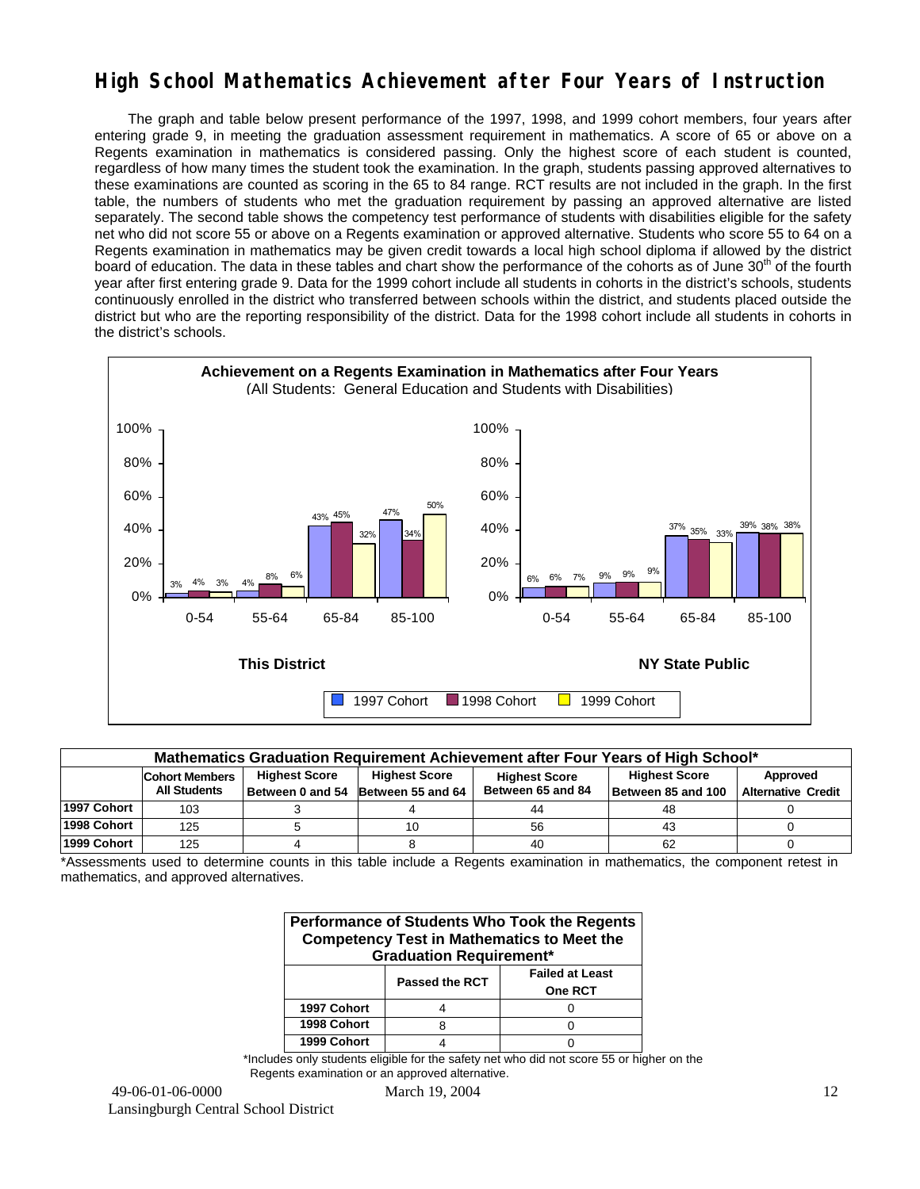# High School Mathematics Achievement after Four Years of Instruction

The graph and table below present performance of the 1997, 1998, and 1999 cohort members, four years after entering grade 9, in meeting the graduation assessment requirement in mathematics. A score of 65 or above on a Regents examination in mathematics is considered passing. Only the highest score of each student is counted, regardless of how many times the student took the examination. In the graph, students passing approved alternatives to these examinations are counted as scoring in the 65 to 84 range. RCT results are not included in the graph. In the first table, the numbers of students who met the graduation requirement by passing an approved alternative are listed separately. The second table shows the competency test performance of students with disabilities eligible for the safety net who did not score 55 or above on a Regents examination or approved alternative. Students who score 55 to 64 on a Regents examination in mathematics may be given credit towards a local high school diploma if allowed by the district board of education. The data in these tables and chart show the performance of the cohorts as of June 30th of the fourth year after first entering grade 9. Data for the 1999 cohort include all students in cohorts in the district's schools, students continuously enrolled in the district who transferred between schools within the district, and students placed outside the district but who are the reporting responsibility of the district. Data for the 1998 cohort include all students in cohorts in the district's schools.

**Achievement on a Regents Examination in Mathematics after Four Years**
(All Students: General Education and Students with Disabilities)

**This District**

| Score Range | 1997 Cohort | 1998 Cohort | 1999 Cohort |
|---|---|---|---|
| 0-54 | 3% | 4% | 3% |
| 55-64 | 4% | 8% | 6% |
| 65-84 | 43% | 45% | 32% |
| 85-100 | 47% | 34% | 50% |

**NY State Public**

| Score Range | 1997 Cohort | 1998 Cohort | 1999 Cohort |
|---|---|---|---|
| 0-54 | 6% | 6% | 7% |
| 55-64 | 9% | 9% | 9% |
| 65-84 | 37% | 35% | 33% |
| 85-100 | 39% | 38% | 38% |

| Mathematics Graduation Requirement Achievement after Four Years of High School* | | | | | | |
|---|---|---|---|---|---|---|
| | Cohort Members All Students | Highest Score Between 0 and 54 | Highest Score Between 55 and 64 | Highest Score Between 65 and 84 | Highest Score Between 85 and 100 | Approved Alternative Credit |
| 1997 Cohort | 103 | 3 | 4 | 44 | 48 | 0 |
| 1998 Cohort | 125 | 5 | 10 | 56 | 43 | 0 |
| 1999 Cohort | 125 | 4 | 8 | 40 | 62 | 0 |

*Assessments used to determine counts in this table include a Regents examination in mathematics, the component retest in mathematics, and approved alternatives.

| Performance of Students Who Took the Regents Competency Test in Mathematics to Meet the Graduation Requirement* | | |
|---|---|---|
| | Passed the RCT | Failed at Least One RCT |
| 1997 Cohort | 4 | 0 |
| 1998 Cohort | 8 | 0 |
| 1999 Cohort | 4 | 0 |

*Includes only students eligible for the safety net who did not score 55 or higher on the Regents examination or an approved alternative.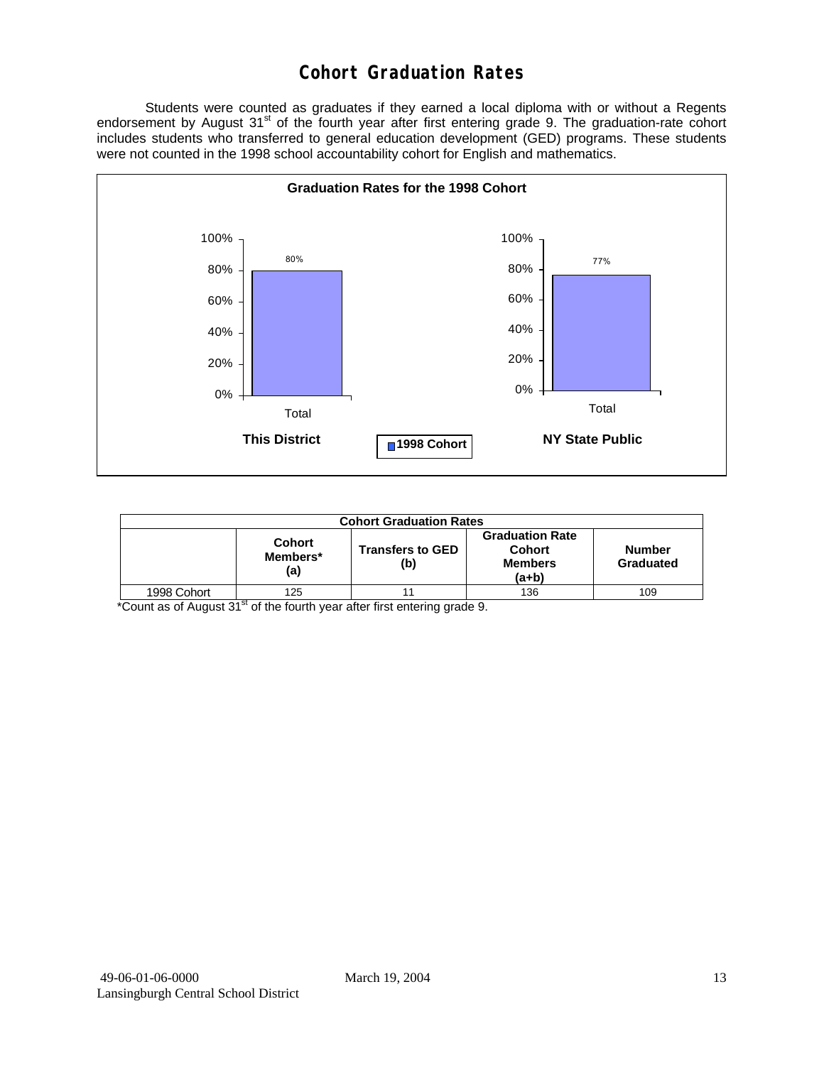# Cohort Graduation Rates

Students were counted as graduates if they earned a local diploma with or without a Regents endorsement by August 31st of the fourth year after first entering grade 9. The graduation-rate cohort includes students who transferred to general education development (GED) programs. These students were not counted in the 1998 school accountability cohort for English and mathematics.

**Graduation Rates for the 1998 Cohort**

| | This District | NY State Public |
|---|---|---|
| 1998 Cohort (Total) | 80% | 77% |

| Cohort Graduation Rates | | | | |
|---|---|---|---|---|
| | Cohort Members* (a) | Transfers to GED (b) | Graduation Rate Cohort Members (a+b) | Number Graduated |
| 1998 Cohort | 125 | 11 | 136 | 109 |

*Count as of August 31st of the fourth year after first entering grade 9.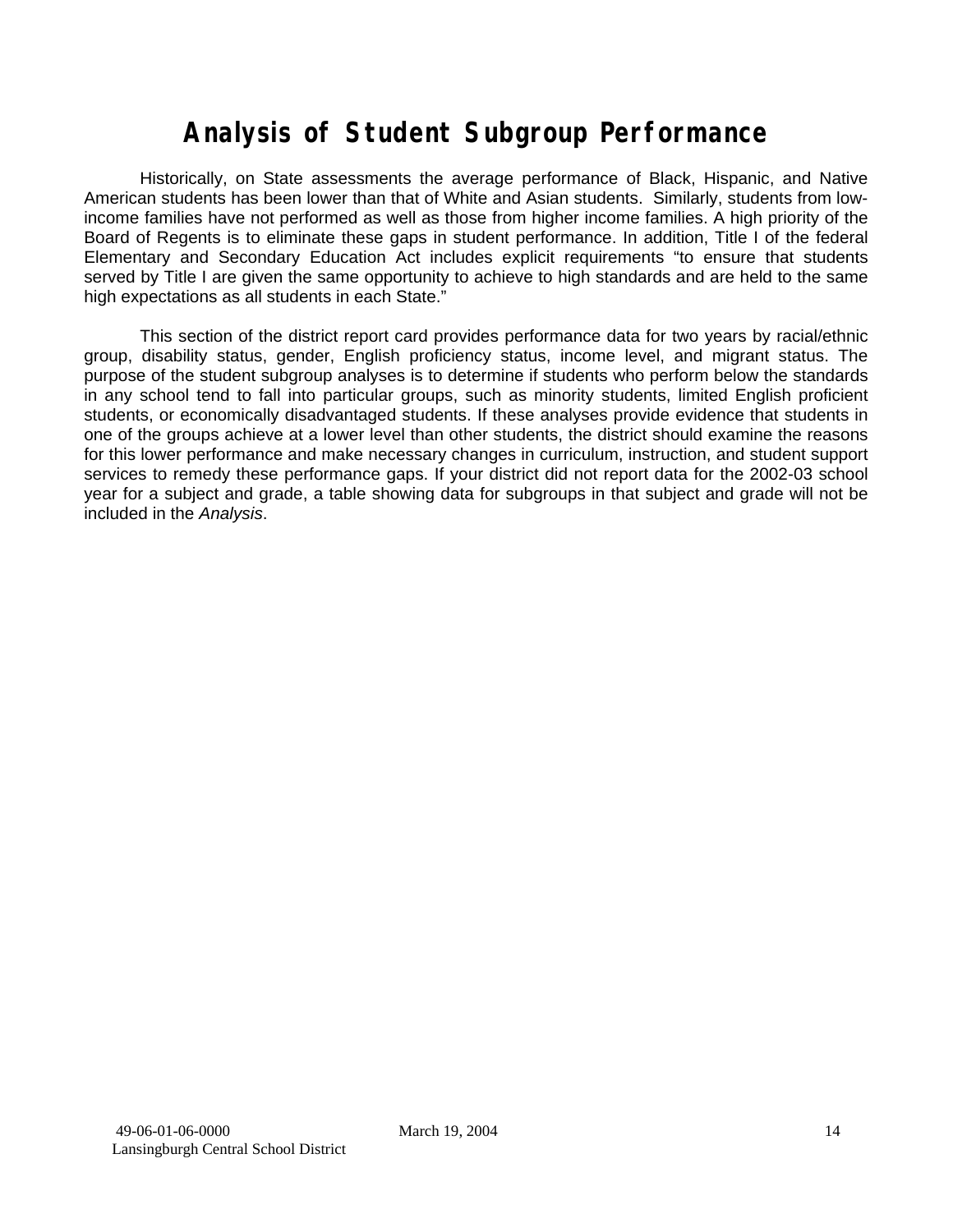# Analysis of Student Subgroup Performance

Historically, on State assessments the average performance of Black, Hispanic, and Native American students has been lower than that of White and Asian students. Similarly, students from low-income families have not performed as well as those from higher income families. A high priority of the Board of Regents is to eliminate these gaps in student performance. In addition, Title I of the federal Elementary and Secondary Education Act includes explicit requirements "to ensure that students served by Title I are given the same opportunity to achieve to high standards and are held to the same high expectations as all students in each State."

This section of the district report card provides performance data for two years by racial/ethnic group, disability status, gender, English proficiency status, income level, and migrant status. The purpose of the student subgroup analyses is to determine if students who perform below the standards in any school tend to fall into particular groups, such as minority students, limited English proficient students, or economically disadvantaged students. If these analyses provide evidence that students in one of the groups achieve at a lower level than other students, the district should examine the reasons for this lower performance and make necessary changes in curriculum, instruction, and student support services to remedy these performance gaps. If your district did not report data for the 2002-03 school year for a subject and grade, a table showing data for subgroups in that subject and grade will not be included in the *Analysis*.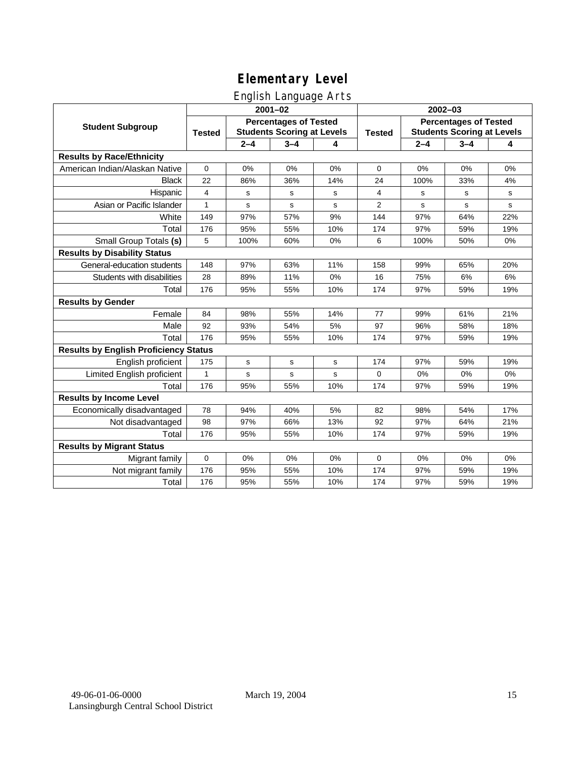# Elementary Level

## English Language Arts

| Student Subgroup | 2001–02 | | | | 2002–03 | | | |
|---|---|---|---|---|---|---|---|---|
| | Tested | Percentages of Tested Students Scoring at Levels | | | Tested | Percentages of Tested Students Scoring at Levels | | |
| | | 2–4 | 3–4 | 4 | | 2–4 | 3–4 | 4 |
| **Results by Race/Ethnicity** | | | | | | | | |
| American Indian/Alaskan Native | 0 | 0% | 0% | 0% | 0 | 0% | 0% | 0% |
| Black | 22 | 86% | 36% | 14% | 24 | 100% | 33% | 4% |
| Hispanic | 4 | s | s | s | 4 | s | s | s |
| Asian or Pacific Islander | 1 | s | s | s | 2 | s | s | s |
| White | 149 | 97% | 57% | 9% | 144 | 97% | 64% | 22% |
| Total | 176 | 95% | 55% | 10% | 174 | 97% | 59% | 19% |
| Small Group Totals **(s)** | 5 | 100% | 60% | 0% | 6 | 100% | 50% | 0% |
| **Results by Disability Status** | | | | | | | | |
| General-education students | 148 | 97% | 63% | 11% | 158 | 99% | 65% | 20% |
| Students with disabilities | 28 | 89% | 11% | 0% | 16 | 75% | 6% | 6% |
| Total | 176 | 95% | 55% | 10% | 174 | 97% | 59% | 19% |
| **Results by Gender** | | | | | | | | |
| Female | 84 | 98% | 55% | 14% | 77 | 99% | 61% | 21% |
| Male | 92 | 93% | 54% | 5% | 97 | 96% | 58% | 18% |
| Total | 176 | 95% | 55% | 10% | 174 | 97% | 59% | 19% |
| **Results by English Proficiency Status** | | | | | | | | |
| English proficient | 175 | s | s | s | 174 | 97% | 59% | 19% |
| Limited English proficient | 1 | s | s | s | 0 | 0% | 0% | 0% |
| Total | 176 | 95% | 55% | 10% | 174 | 97% | 59% | 19% |
| **Results by Income Level** | | | | | | | | |
| Economically disadvantaged | 78 | 94% | 40% | 5% | 82 | 98% | 54% | 17% |
| Not disadvantaged | 98 | 97% | 66% | 13% | 92 | 97% | 64% | 21% |
| Total | 176 | 95% | 55% | 10% | 174 | 97% | 59% | 19% |
| **Results by Migrant Status** | | | | | | | | |
| Migrant family | 0 | 0% | 0% | 0% | 0 | 0% | 0% | 0% |
| Not migrant family | 176 | 95% | 55% | 10% | 174 | 97% | 59% | 19% |
| Total | 176 | 95% | 55% | 10% | 174 | 97% | 59% | 19% |

49-06-01-06-0000 March 19, 2004
Lansingburgh Central School District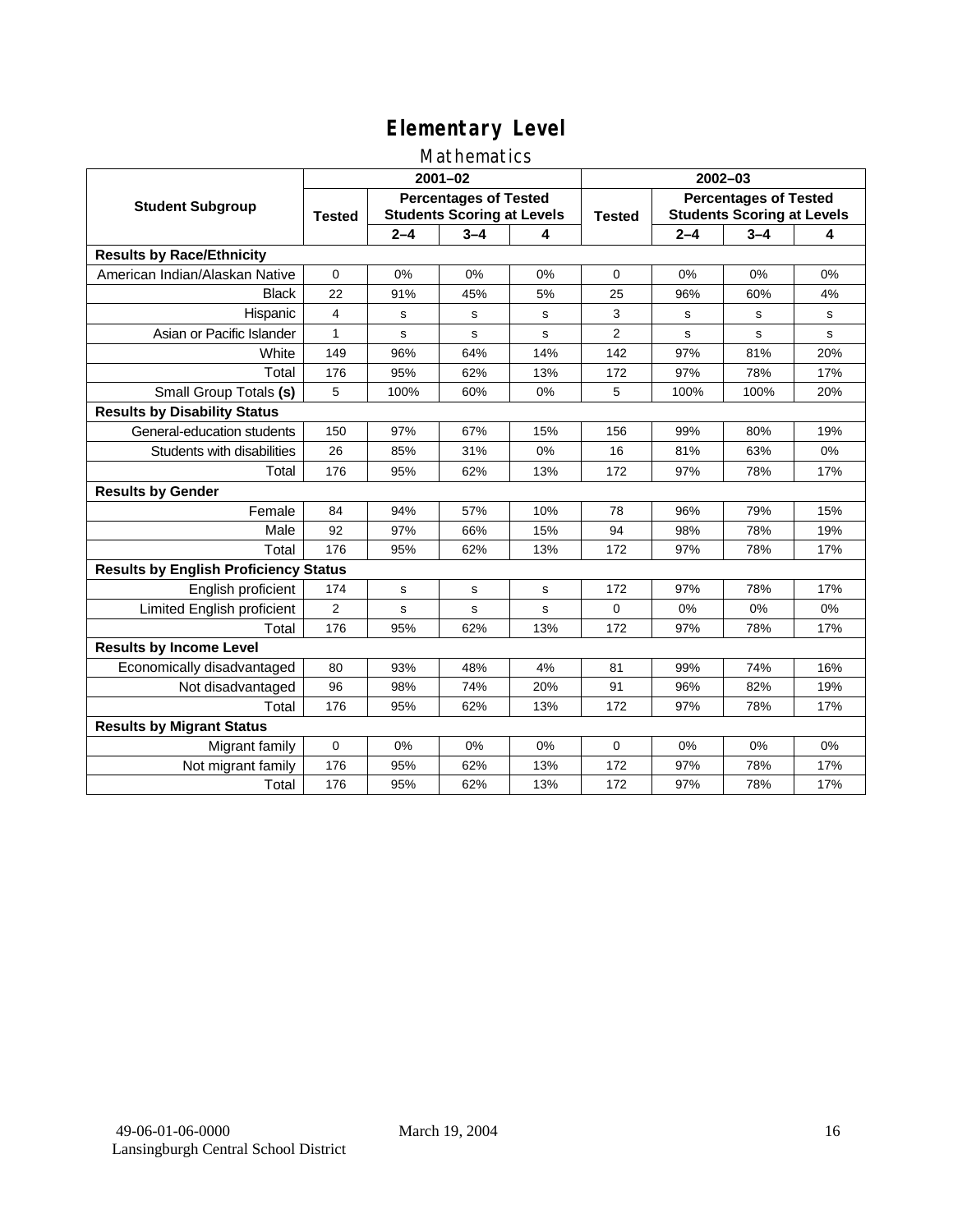# Elementary Level

## Mathematics

| Student Subgroup | 2001–02 | | | | 2002–03 | | | |
|---|---|---|---|---|---|---|---|---|
| | Tested | Percentages of Tested Students Scoring at Levels | | | Tested | Percentages of Tested Students Scoring at Levels | | |
| | | 2–4 | 3–4 | 4 | | 2–4 | 3–4 | 4 |
| **Results by Race/Ethnicity** | | | | | | | | |
| American Indian/Alaskan Native | 0 | 0% | 0% | 0% | 0 | 0% | 0% | 0% |
| Black | 22 | 91% | 45% | 5% | 25 | 96% | 60% | 4% |
| Hispanic | 4 | s | s | s | 3 | s | s | s |
| Asian or Pacific Islander | 1 | s | s | s | 2 | s | s | s |
| White | 149 | 96% | 64% | 14% | 142 | 97% | 81% | 20% |
| Total | 176 | 95% | 62% | 13% | 172 | 97% | 78% | 17% |
| Small Group Totals **(s)** | 5 | 100% | 60% | 0% | 5 | 100% | 100% | 20% |
| **Results by Disability Status** | | | | | | | | |
| General-education students | 150 | 97% | 67% | 15% | 156 | 99% | 80% | 19% |
| Students with disabilities | 26 | 85% | 31% | 0% | 16 | 81% | 63% | 0% |
| Total | 176 | 95% | 62% | 13% | 172 | 97% | 78% | 17% |
| **Results by Gender** | | | | | | | | |
| Female | 84 | 94% | 57% | 10% | 78 | 96% | 79% | 15% |
| Male | 92 | 97% | 66% | 15% | 94 | 98% | 78% | 19% |
| Total | 176 | 95% | 62% | 13% | 172 | 97% | 78% | 17% |
| **Results by English Proficiency Status** | | | | | | | | |
| English proficient | 174 | s | s | s | 172 | 97% | 78% | 17% |
| Limited English proficient | 2 | s | s | s | 0 | 0% | 0% | 0% |
| Total | 176 | 95% | 62% | 13% | 172 | 97% | 78% | 17% |
| **Results by Income Level** | | | | | | | | |
| Economically disadvantaged | 80 | 93% | 48% | 4% | 81 | 99% | 74% | 16% |
| Not disadvantaged | 96 | 98% | 74% | 20% | 91 | 96% | 82% | 19% |
| Total | 176 | 95% | 62% | 13% | 172 | 97% | 78% | 17% |
| **Results by Migrant Status** | | | | | | | | |
| Migrant family | 0 | 0% | 0% | 0% | 0 | 0% | 0% | 0% |
| Not migrant family | 176 | 95% | 62% | 13% | 172 | 97% | 78% | 17% |
| Total | 176 | 95% | 62% | 13% | 172 | 97% | 78% | 17% |

49-06-01-06-0000 March 19, 2004
Lansingburgh Central School District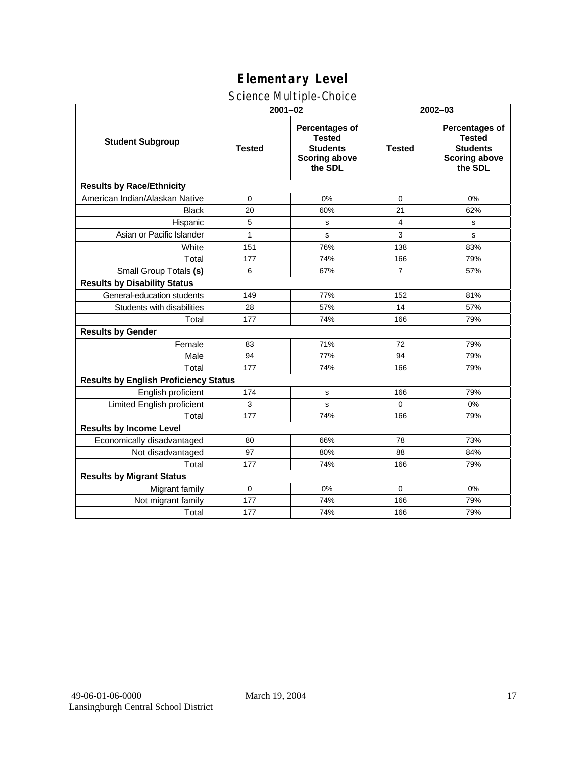# Elementary Level

## Science Multiple-Choice

| Student Subgroup | 2001–02 | | 2002–03 | |
|---|---|---|---|---|
| | Tested | Percentages of Tested Students Scoring above the SDL | Tested | Percentages of Tested Students Scoring above the SDL |
| **Results by Race/Ethnicity** | | | | |
| American Indian/Alaskan Native | 0 | 0% | 0 | 0% |
| Black | 20 | 60% | 21 | 62% |
| Hispanic | 5 | s | 4 | s |
| Asian or Pacific Islander | 1 | s | 3 | s |
| White | 151 | 76% | 138 | 83% |
| Total | 177 | 74% | 166 | 79% |
| Small Group Totals **(s)** | 6 | 67% | 7 | 57% |
| **Results by Disability Status** | | | | |
| General-education students | 149 | 77% | 152 | 81% |
| Students with disabilities | 28 | 57% | 14 | 57% |
| Total | 177 | 74% | 166 | 79% |
| **Results by Gender** | | | | |
| Female | 83 | 71% | 72 | 79% |
| Male | 94 | 77% | 94 | 79% |
| Total | 177 | 74% | 166 | 79% |
| **Results by English Proficiency Status** | | | | |
| English proficient | 174 | s | 166 | 79% |
| Limited English proficient | 3 | s | 0 | 0% |
| Total | 177 | 74% | 166 | 79% |
| **Results by Income Level** | | | | |
| Economically disadvantaged | 80 | 66% | 78 | 73% |
| Not disadvantaged | 97 | 80% | 88 | 84% |
| Total | 177 | 74% | 166 | 79% |
| **Results by Migrant Status** | | | | |
| Migrant family | 0 | 0% | 0 | 0% |
| Not migrant family | 177 | 74% | 166 | 79% |
| Total | 177 | 74% | 166 | 79% |

49-06-01-06-0000 March 19, 2004
Lansingburgh Central School District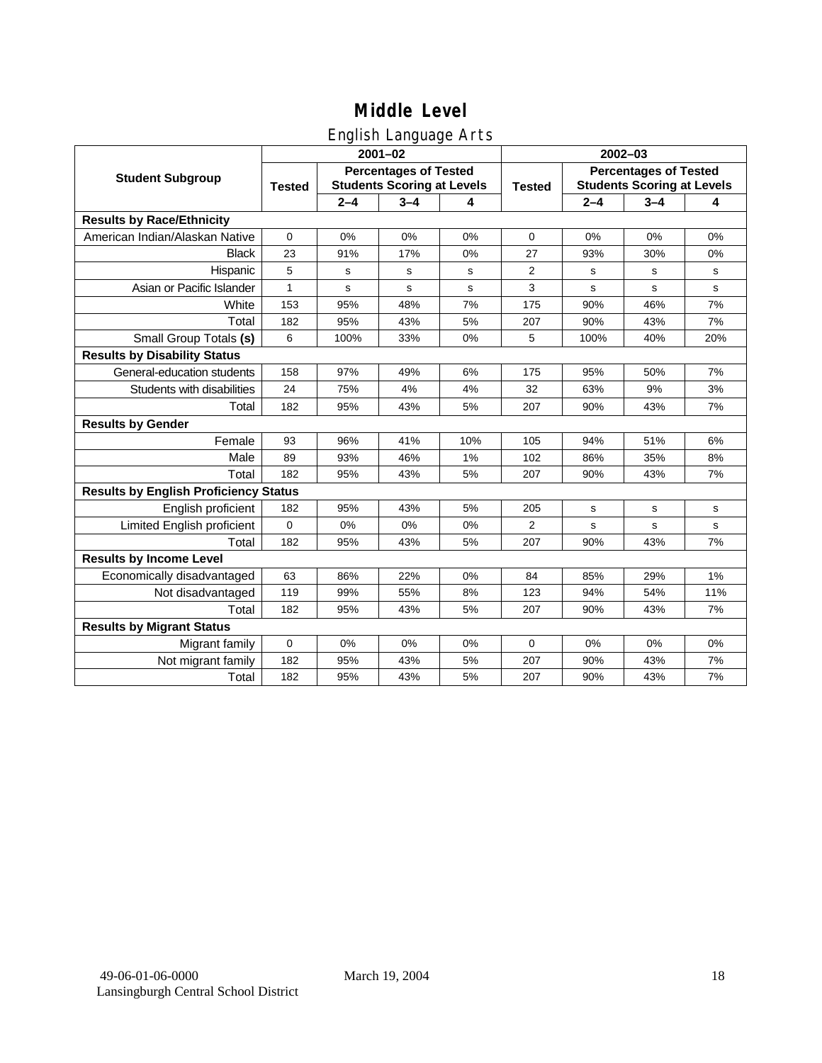# Middle Level

## English Language Arts

| Student Subgroup | 2001–02 | | | | 2002–03 | | | |
|---|---|---|---|---|---|---|---|---|
| | Tested | Percentages of Tested Students Scoring at Levels | | | Tested | Percentages of Tested Students Scoring at Levels | | |
| | | 2–4 | 3–4 | 4 | | 2–4 | 3–4 | 4 |
| **Results by Race/Ethnicity** | | | | | | | | |
| American Indian/Alaskan Native | 0 | 0% | 0% | 0% | 0 | 0% | 0% | 0% |
| Black | 23 | 91% | 17% | 0% | 27 | 93% | 30% | 0% |
| Hispanic | 5 | s | s | s | 2 | s | s | s |
| Asian or Pacific Islander | 1 | s | s | s | 3 | s | s | s |
| White | 153 | 95% | 48% | 7% | 175 | 90% | 46% | 7% |
| Total | 182 | 95% | 43% | 5% | 207 | 90% | 43% | 7% |
| Small Group Totals **(s)** | 6 | 100% | 33% | 0% | 5 | 100% | 40% | 20% |
| **Results by Disability Status** | | | | | | | | |
| General-education students | 158 | 97% | 49% | 6% | 175 | 95% | 50% | 7% |
| Students with disabilities | 24 | 75% | 4% | 4% | 32 | 63% | 9% | 3% |
| Total | 182 | 95% | 43% | 5% | 207 | 90% | 43% | 7% |
| **Results by Gender** | | | | | | | | |
| Female | 93 | 96% | 41% | 10% | 105 | 94% | 51% | 6% |
| Male | 89 | 93% | 46% | 1% | 102 | 86% | 35% | 8% |
| Total | 182 | 95% | 43% | 5% | 207 | 90% | 43% | 7% |
| **Results by English Proficiency Status** | | | | | | | | |
| English proficient | 182 | 95% | 43% | 5% | 205 | s | s | s |
| Limited English proficient | 0 | 0% | 0% | 0% | 2 | s | s | s |
| Total | 182 | 95% | 43% | 5% | 207 | 90% | 43% | 7% |
| **Results by Income Level** | | | | | | | | |
| Economically disadvantaged | 63 | 86% | 22% | 0% | 84 | 85% | 29% | 1% |
| Not disadvantaged | 119 | 99% | 55% | 8% | 123 | 94% | 54% | 11% |
| Total | 182 | 95% | 43% | 5% | 207 | 90% | 43% | 7% |
| **Results by Migrant Status** | | | | | | | | |
| Migrant family | 0 | 0% | 0% | 0% | 0 | 0% | 0% | 0% |
| Not migrant family | 182 | 95% | 43% | 5% | 207 | 90% | 43% | 7% |
| Total | 182 | 95% | 43% | 5% | 207 | 90% | 43% | 7% |

49-06-01-06-0000 March 19, 2004
Lansingburgh Central School District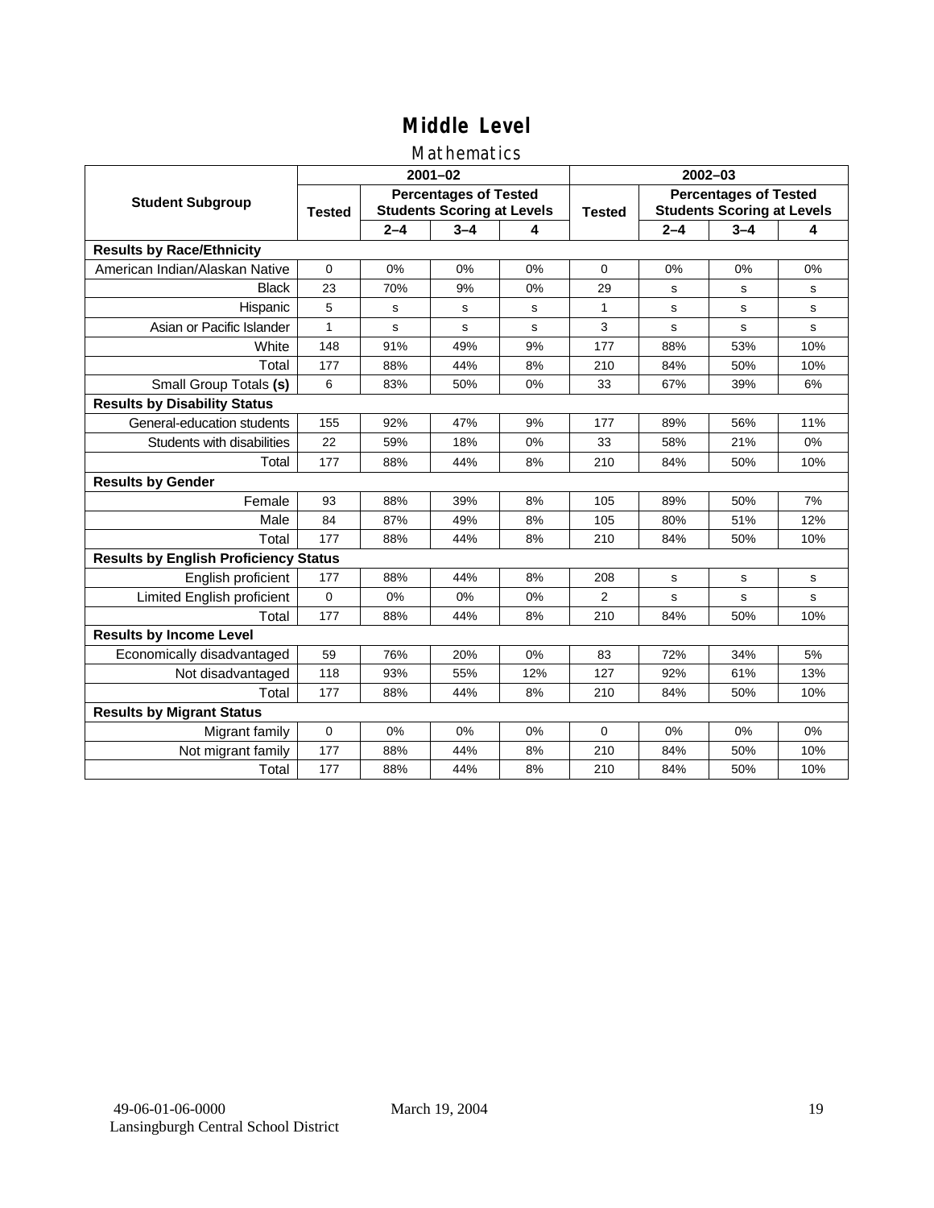# Middle Level

## Mathematics

| Student Subgroup | 2001–02 | | | | 2002–03 | | | |
|---|---|---|---|---|---|---|---|---|
| | Tested | Percentages of Tested Students Scoring at Levels | | | Tested | Percentages of Tested Students Scoring at Levels | | |
| | | 2–4 | 3–4 | 4 | | 2–4 | 3–4 | 4 |
| **Results by Race/Ethnicity** | | | | | | | | |
| American Indian/Alaskan Native | 0 | 0% | 0% | 0% | 0 | 0% | 0% | 0% |
| Black | 23 | 70% | 9% | 0% | 29 | s | s | s |
| Hispanic | 5 | s | s | s | 1 | s | s | s |
| Asian or Pacific Islander | 1 | s | s | s | 3 | s | s | s |
| White | 148 | 91% | 49% | 9% | 177 | 88% | 53% | 10% |
| Total | 177 | 88% | 44% | 8% | 210 | 84% | 50% | 10% |
| Small Group Totals **(s)** | 6 | 83% | 50% | 0% | 33 | 67% | 39% | 6% |
| **Results by Disability Status** | | | | | | | | |
| General-education students | 155 | 92% | 47% | 9% | 177 | 89% | 56% | 11% |
| Students with disabilities | 22 | 59% | 18% | 0% | 33 | 58% | 21% | 0% |
| Total | 177 | 88% | 44% | 8% | 210 | 84% | 50% | 10% |
| **Results by Gender** | | | | | | | | |
| Female | 93 | 88% | 39% | 8% | 105 | 89% | 50% | 7% |
| Male | 84 | 87% | 49% | 8% | 105 | 80% | 51% | 12% |
| Total | 177 | 88% | 44% | 8% | 210 | 84% | 50% | 10% |
| **Results by English Proficiency Status** | | | | | | | | |
| English proficient | 177 | 88% | 44% | 8% | 208 | s | s | s |
| Limited English proficient | 0 | 0% | 0% | 0% | 2 | s | s | s |
| Total | 177 | 88% | 44% | 8% | 210 | 84% | 50% | 10% |
| **Results by Income Level** | | | | | | | | |
| Economically disadvantaged | 59 | 76% | 20% | 0% | 83 | 72% | 34% | 5% |
| Not disadvantaged | 118 | 93% | 55% | 12% | 127 | 92% | 61% | 13% |
| Total | 177 | 88% | 44% | 8% | 210 | 84% | 50% | 10% |
| **Results by Migrant Status** | | | | | | | | |
| Migrant family | 0 | 0% | 0% | 0% | 0 | 0% | 0% | 0% |
| Not migrant family | 177 | 88% | 44% | 8% | 210 | 84% | 50% | 10% |
| Total | 177 | 88% | 44% | 8% | 210 | 84% | 50% | 10% |

49-06-01-06-0000 March 19, 2004
Lansingburgh Central School District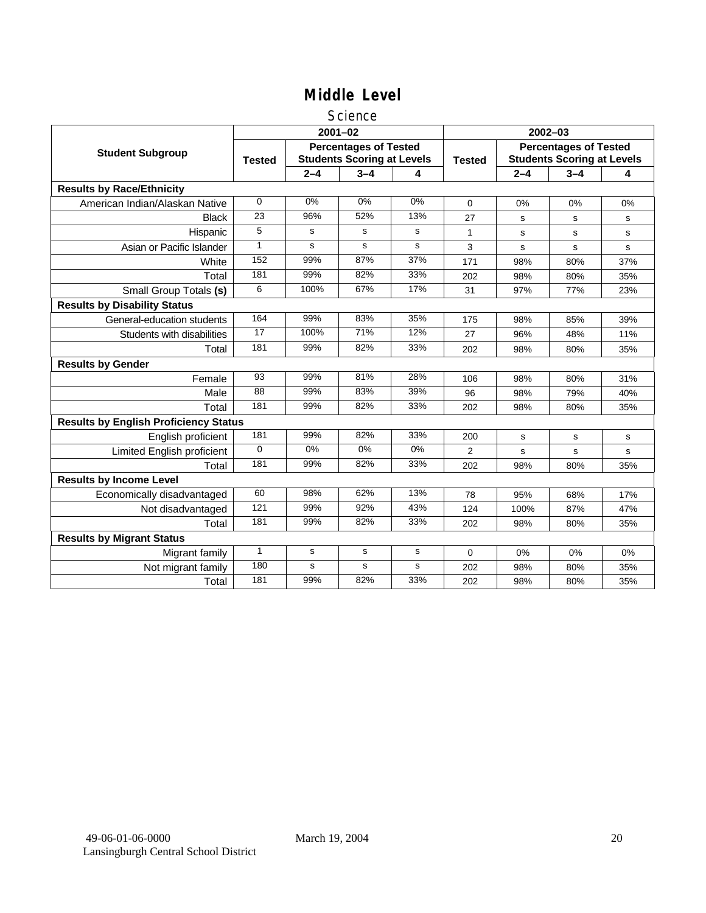# Middle Level

## Science

| Student Subgroup | 2001–02 | | | | 2002–03 | | | |
|---|---|---|---|---|---|---|---|---|
| | Tested | Percentages of Tested Students Scoring at Levels | | | Tested | Percentages of Tested Students Scoring at Levels | | |
| | | 2–4 | 3–4 | 4 | | 2–4 | 3–4 | 4 |
| **Results by Race/Ethnicity** | | | | | | | | |
| American Indian/Alaskan Native | 0 | 0% | 0% | 0% | 0 | 0% | 0% | 0% |
| Black | 23 | 96% | 52% | 13% | 27 | s | s | s |
| Hispanic | 5 | s | s | s | 1 | s | s | s |
| Asian or Pacific Islander | 1 | s | s | s | 3 | s | s | s |
| White | 152 | 99% | 87% | 37% | 171 | 98% | 80% | 37% |
| Total | 181 | 99% | 82% | 33% | 202 | 98% | 80% | 35% |
| Small Group Totals **(s)** | 6 | 100% | 67% | 17% | 31 | 97% | 77% | 23% |
| **Results by Disability Status** | | | | | | | | |
| General-education students | 164 | 99% | 83% | 35% | 175 | 98% | 85% | 39% |
| Students with disabilities | 17 | 100% | 71% | 12% | 27 | 96% | 48% | 11% |
| Total | 181 | 99% | 82% | 33% | 202 | 98% | 80% | 35% |
| **Results by Gender** | | | | | | | | |
| Female | 93 | 99% | 81% | 28% | 106 | 98% | 80% | 31% |
| Male | 88 | 99% | 83% | 39% | 96 | 98% | 79% | 40% |
| Total | 181 | 99% | 82% | 33% | 202 | 98% | 80% | 35% |
| **Results by English Proficiency Status** | | | | | | | | |
| English proficient | 181 | 99% | 82% | 33% | 200 | s | s | s |
| Limited English proficient | 0 | 0% | 0% | 0% | 2 | s | s | s |
| Total | 181 | 99% | 82% | 33% | 202 | 98% | 80% | 35% |
| **Results by Income Level** | | | | | | | | |
| Economically disadvantaged | 60 | 98% | 62% | 13% | 78 | 95% | 68% | 17% |
| Not disadvantaged | 121 | 99% | 92% | 43% | 124 | 100% | 87% | 47% |
| Total | 181 | 99% | 82% | 33% | 202 | 98% | 80% | 35% |
| **Results by Migrant Status** | | | | | | | | |
| Migrant family | 1 | s | s | s | 0 | 0% | 0% | 0% |
| Not migrant family | 180 | s | s | s | 202 | 98% | 80% | 35% |
| Total | 181 | 99% | 82% | 33% | 202 | 98% | 80% | 35% |

49-06-01-06-0000 March 19, 2004
Lansingburgh Central School District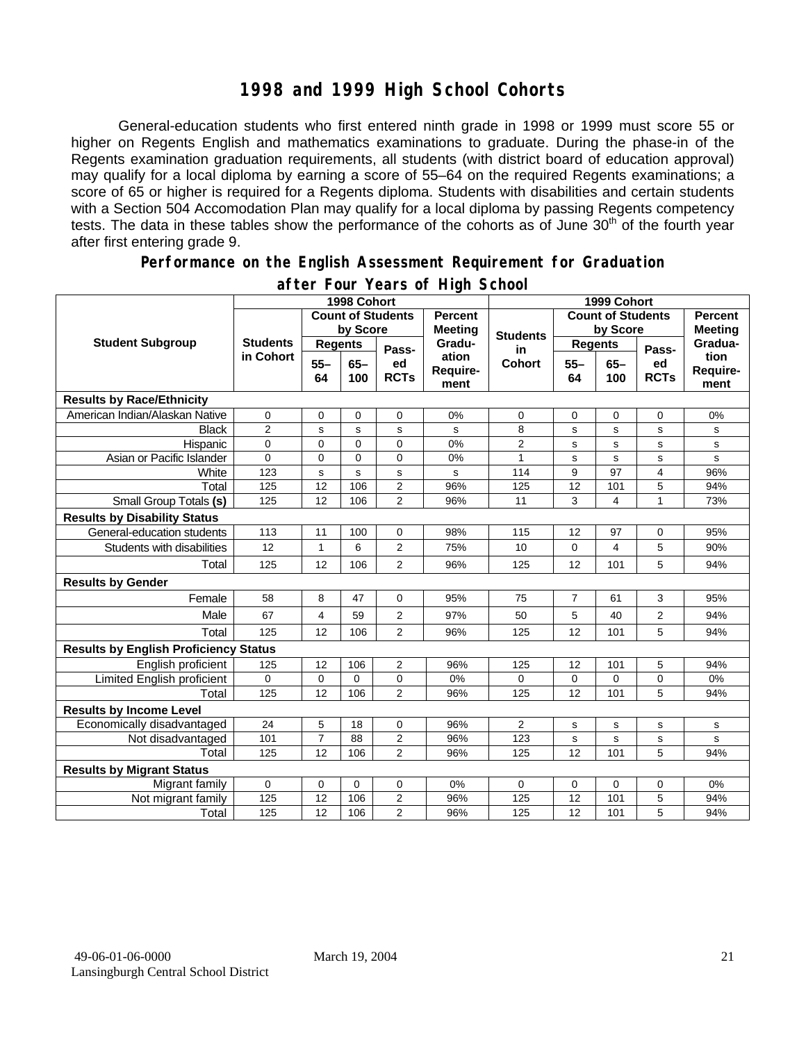# 1998 and 1999 High School Cohorts

General-education students who first entered ninth grade in 1998 or 1999 must score 55 or higher on Regents English and mathematics examinations to graduate. During the phase-in of the Regents examination graduation requirements, all students (with district board of education approval) may qualify for a local diploma by earning a score of 55–64 on the required Regents examinations; a score of 65 or higher is required for a Regents diploma. Students with disabilities and certain students with a Section 504 Accomodation Plan may qualify for a local diploma by passing Regents competency tests. The data in these tables show the performance of the cohorts as of June 30th of the fourth year after first entering grade 9.

## Performance on the English Assessment Requirement for Graduation after Four Years of High School

| Student Subgroup | 1998 Cohort | | | | | 1999 Cohort | | | | |
|---|---|---|---|---|---|---|---|---|---|---|
| | Students in Cohort | Count of Students by Score | | | Percent Meeting Graduation Requirement | Students in Cohort | Count of Students by Score | | | Percent Meeting Graduation Requirement |
| | | Regents 55–64 | Regents 65–100 | Passed RCTs | | | Regents 55–64 | Regents 65–100 | Passed RCTs | |
| **Results by Race/Ethnicity** | | | | | | | | | | |
| American Indian/Alaskan Native | 0 | 0 | 0 | 0 | 0% | 0 | 0 | 0 | 0 | 0% |
| Black | 2 | s | s | s | s | 8 | s | s | s | s |
| Hispanic | 0 | 0 | 0 | 0 | 0% | 2 | s | s | s | s |
| Asian or Pacific Islander | 0 | 0 | 0 | 0 | 0% | 1 | s | s | s | s |
| White | 123 | s | s | s | s | 114 | 9 | 97 | 4 | 96% |
| Total | 125 | 12 | 106 | 2 | 96% | 125 | 12 | 101 | 5 | 94% |
| Small Group Totals **(s)** | 125 | 12 | 106 | 2 | 96% | 11 | 3 | 4 | 1 | 73% |
| **Results by Disability Status** | | | | | | | | | | |
| General-education students | 113 | 11 | 100 | 0 | 98% | 115 | 12 | 97 | 0 | 95% |
| Students with disabilities | 12 | 1 | 6 | 2 | 75% | 10 | 0 | 4 | 5 | 90% |
| Total | 125 | 12 | 106 | 2 | 96% | 125 | 12 | 101 | 5 | 94% |
| **Results by Gender** | | | | | | | | | | |
| Female | 58 | 8 | 47 | 0 | 95% | 75 | 7 | 61 | 3 | 95% |
| Male | 67 | 4 | 59 | 2 | 97% | 50 | 5 | 40 | 2 | 94% |
| Total | 125 | 12 | 106 | 2 | 96% | 125 | 12 | 101 | 5 | 94% |
| **Results by English Proficiency Status** | | | | | | | | | | |
| English proficient | 125 | 12 | 106 | 2 | 96% | 125 | 12 | 101 | 5 | 94% |
| Limited English proficient | 0 | 0 | 0 | 0 | 0% | 0 | 0 | 0 | 0 | 0% |
| Total | 125 | 12 | 106 | 2 | 96% | 125 | 12 | 101 | 5 | 94% |
| **Results by Income Level** | | | | | | | | | | |
| Economically disadvantaged | 24 | 5 | 18 | 0 | 96% | 2 | s | s | s | s |
| Not disadvantaged | 101 | 7 | 88 | 2 | 96% | 123 | s | s | s | s |
| Total | 125 | 12 | 106 | 2 | 96% | 125 | 12 | 101 | 5 | 94% |
| **Results by Migrant Status** | | | | | | | | | | |
| Migrant family | 0 | 0 | 0 | 0 | 0% | 0 | 0 | 0 | 0 | 0% |
| Not migrant family | 125 | 12 | 106 | 2 | 96% | 125 | 12 | 101 | 5 | 94% |
| Total | 125 | 12 | 106 | 2 | 96% | 125 | 12 | 101 | 5 | 94% |

49-06-01-06-0000 March 19, 2004
Lansingburgh Central School District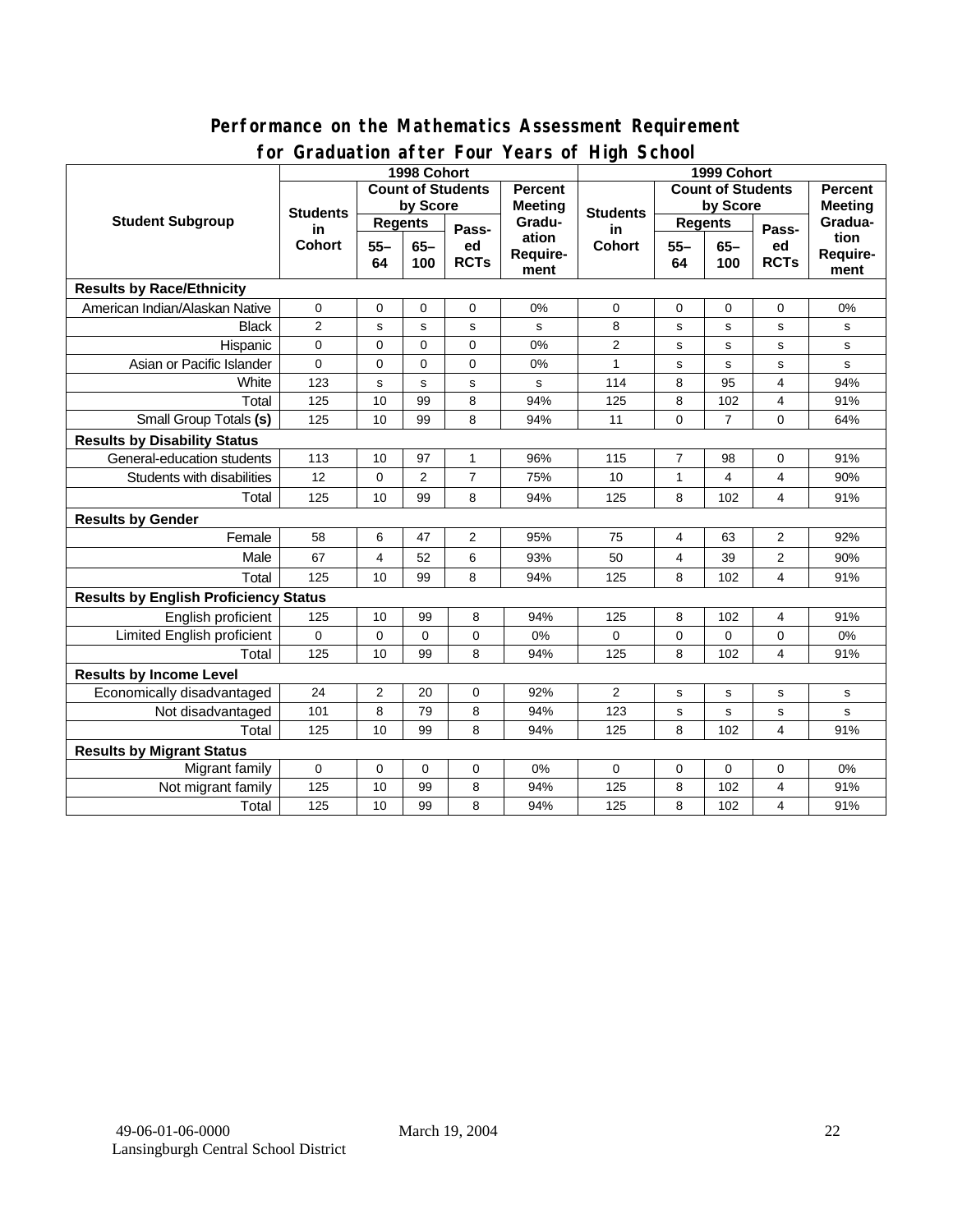## Performance on the Mathematics Assessment Requirement for Graduation after Four Years of High School

| Student Subgroup | 1998 Cohort | | | | | 1999 Cohort | | | | |
|---|---|---|---|---|---|---|---|---|---|---|
| | Students in Cohort | Count of Students by Score | | | Percent Meeting Graduation Requirement | Students in Cohort | Count of Students by Score | | | Percent Meeting Graduation Requirement |
| | | Regents | | Passed RCTs | | | Regents | | Passed RCTs | |
| | | 55–64 | 65–100 | | | | 55–64 | 65–100 | | |
| **Results by Race/Ethnicity** | | | | | | | | | | |
| American Indian/Alaskan Native | 0 | 0 | 0 | 0 | 0% | 0 | 0 | 0 | 0 | 0% |
| Black | 2 | s | s | s | s | 8 | s | s | s | s |
| Hispanic | 0 | 0 | 0 | 0 | 0% | 2 | s | s | s | s |
| Asian or Pacific Islander | 0 | 0 | 0 | 0 | 0% | 1 | s | s | s | s |
| White | 123 | s | s | s | s | 114 | 8 | 95 | 4 | 94% |
| Total | 125 | 10 | 99 | 8 | 94% | 125 | 8 | 102 | 4 | 91% |
| Small Group Totals **(s)** | 125 | 10 | 99 | 8 | 94% | 11 | 0 | 7 | 0 | 64% |
| **Results by Disability Status** | | | | | | | | | | |
| General-education students | 113 | 10 | 97 | 1 | 96% | 115 | 7 | 98 | 0 | 91% |
| Students with disabilities | 12 | 0 | 2 | 7 | 75% | 10 | 1 | 4 | 4 | 90% |
| Total | 125 | 10 | 99 | 8 | 94% | 125 | 8 | 102 | 4 | 91% |
| **Results by Gender** | | | | | | | | | | |
| Female | 58 | 6 | 47 | 2 | 95% | 75 | 4 | 63 | 2 | 92% |
| Male | 67 | 4 | 52 | 6 | 93% | 50 | 4 | 39 | 2 | 90% |
| Total | 125 | 10 | 99 | 8 | 94% | 125 | 8 | 102 | 4 | 91% |
| **Results by English Proficiency Status** | | | | | | | | | | |
| English proficient | 125 | 10 | 99 | 8 | 94% | 125 | 8 | 102 | 4 | 91% |
| Limited English proficient | 0 | 0 | 0 | 0 | 0% | 0 | 0 | 0 | 0 | 0% |
| Total | 125 | 10 | 99 | 8 | 94% | 125 | 8 | 102 | 4 | 91% |
| **Results by Income Level** | | | | | | | | | | |
| Economically disadvantaged | 24 | 2 | 20 | 0 | 92% | 2 | s | s | s | s |
| Not disadvantaged | 101 | 8 | 79 | 8 | 94% | 123 | s | s | s | s |
| Total | 125 | 10 | 99 | 8 | 94% | 125 | 8 | 102 | 4 | 91% |
| **Results by Migrant Status** | | | | | | | | | | |
| Migrant family | 0 | 0 | 0 | 0 | 0% | 0 | 0 | 0 | 0 | 0% |
| Not migrant family | 125 | 10 | 99 | 8 | 94% | 125 | 8 | 102 | 4 | 91% |
| Total | 125 | 10 | 99 | 8 | 94% | 125 | 8 | 102 | 4 | 91% |

49-06-01-06-0000 March 19, 2004
Lansingburgh Central School District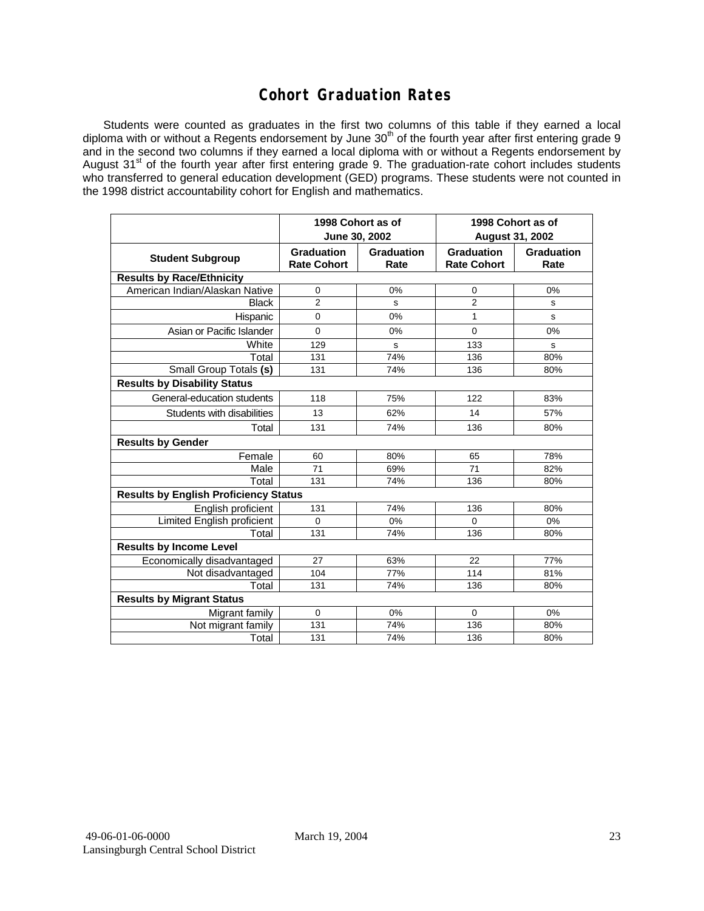# Cohort Graduation Rates

Students were counted as graduates in the first two columns of this table if they earned a local diploma with or without a Regents endorsement by June 30th of the fourth year after first entering grade 9 and in the second two columns if they earned a local diploma with or without a Regents endorsement by August 31st of the fourth year after first entering grade 9. The graduation-rate cohort includes students who transferred to general education development (GED) programs. These students were not counted in the 1998 district accountability cohort for English and mathematics.

| | 1998 Cohort as of June 30, 2002 | | 1998 Cohort as of August 31, 2002 | |
|---|---|---|---|---|
| **Student Subgroup** | **Graduation Rate Cohort** | **Graduation Rate** | **Graduation Rate Cohort** | **Graduation Rate** |
| **Results by Race/Ethnicity** | | | | |
| American Indian/Alaskan Native | 0 | 0% | 0 | 0% |
| Black | 2 | s | 2 | s |
| Hispanic | 0 | 0% | 1 | s |
| Asian or Pacific Islander | 0 | 0% | 0 | 0% |
| White | 129 | s | 133 | s |
| Total | 131 | 74% | 136 | 80% |
| Small Group Totals **(s)** | 131 | 74% | 136 | 80% |
| **Results by Disability Status** | | | | |
| General-education students | 118 | 75% | 122 | 83% |
| Students with disabilities | 13 | 62% | 14 | 57% |
| Total | 131 | 74% | 136 | 80% |
| **Results by Gender** | | | | |
| Female | 60 | 80% | 65 | 78% |
| Male | 71 | 69% | 71 | 82% |
| Total | 131 | 74% | 136 | 80% |
| **Results by English Proficiency Status** | | | | |
| English proficient | 131 | 74% | 136 | 80% |
| Limited English proficient | 0 | 0% | 0 | 0% |
| Total | 131 | 74% | 136 | 80% |
| **Results by Income Level** | | | | |
| Economically disadvantaged | 27 | 63% | 22 | 77% |
| Not disadvantaged | 104 | 77% | 114 | 81% |
| Total | 131 | 74% | 136 | 80% |
| **Results by Migrant Status** | | | | |
| Migrant family | 0 | 0% | 0 | 0% |
| Not migrant family | 131 | 74% | 136 | 80% |
| Total | 131 | 74% | 136 | 80% |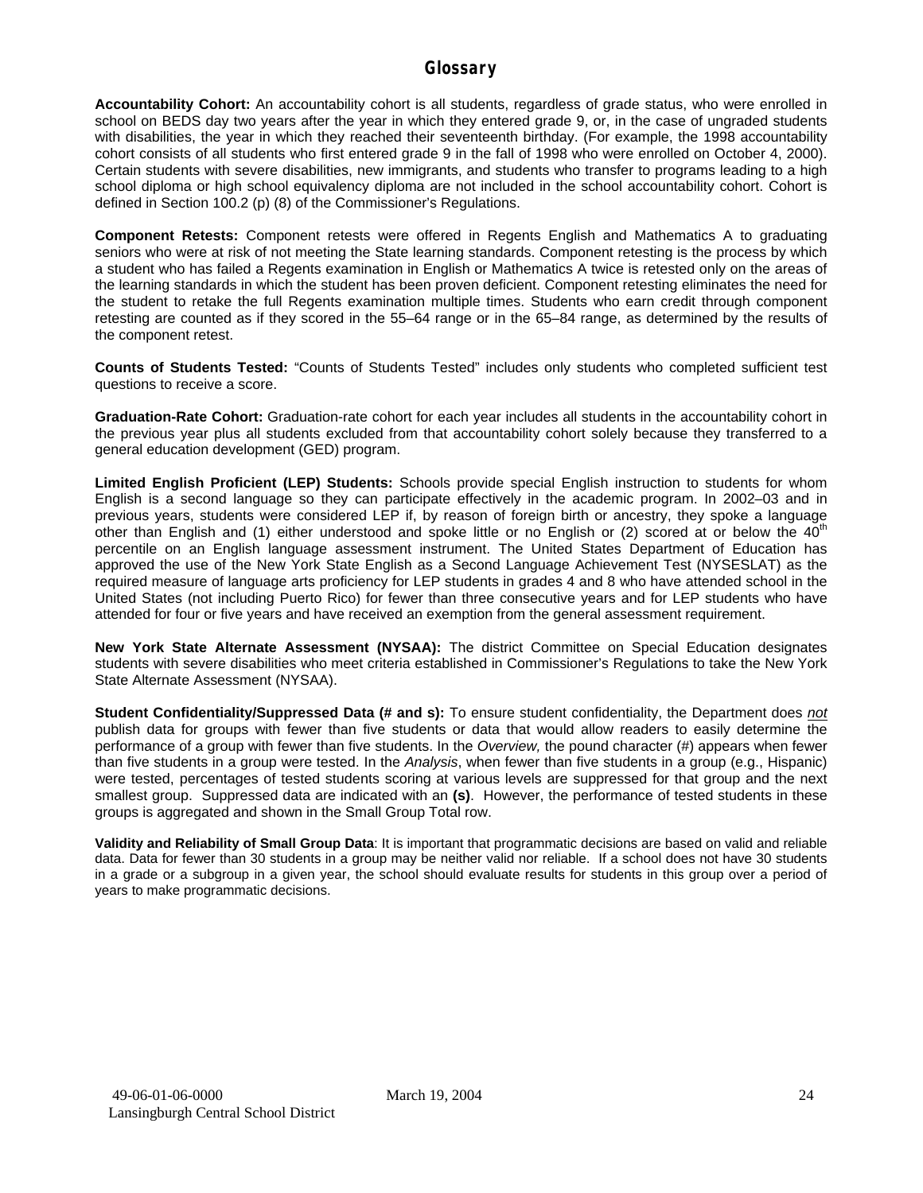# Glossary

**Accountability Cohort:** An accountability cohort is all students, regardless of grade status, who were enrolled in school on BEDS day two years after the year in which they entered grade 9, or, in the case of ungraded students with disabilities, the year in which they reached their seventeenth birthday. (For example, the 1998 accountability cohort consists of all students who first entered grade 9 in the fall of 1998 who were enrolled on October 4, 2000). Certain students with severe disabilities, new immigrants, and students who transfer to programs leading to a high school diploma or high school equivalency diploma are not included in the school accountability cohort. Cohort is defined in Section 100.2 (p) (8) of the Commissioner's Regulations.

**Component Retests:** Component retests were offered in Regents English and Mathematics A to graduating seniors who were at risk of not meeting the State learning standards. Component retesting is the process by which a student who has failed a Regents examination in English or Mathematics A twice is retested only on the areas of the learning standards in which the student has been proven deficient. Component retesting eliminates the need for the student to retake the full Regents examination multiple times. Students who earn credit through component retesting are counted as if they scored in the 55–64 range or in the 65–84 range, as determined by the results of the component retest.

**Counts of Students Tested:** "Counts of Students Tested" includes only students who completed sufficient test questions to receive a score.

**Graduation-Rate Cohort:** Graduation-rate cohort for each year includes all students in the accountability cohort in the previous year plus all students excluded from that accountability cohort solely because they transferred to a general education development (GED) program.

**Limited English Proficient (LEP) Students:** Schools provide special English instruction to students for whom English is a second language so they can participate effectively in the academic program. In 2002–03 and in previous years, students were considered LEP if, by reason of foreign birth or ancestry, they spoke a language other than English and (1) either understood and spoke little or no English or (2) scored at or below the 40th percentile on an English language assessment instrument. The United States Department of Education has approved the use of the New York State English as a Second Language Achievement Test (NYSESLAT) as the required measure of language arts proficiency for LEP students in grades 4 and 8 who have attended school in the United States (not including Puerto Rico) for fewer than three consecutive years and for LEP students who have attended for four or five years and have received an exemption from the general assessment requirement.

**New York State Alternate Assessment (NYSAA):** The district Committee on Special Education designates students with severe disabilities who meet criteria established in Commissioner's Regulations to take the New York State Alternate Assessment (NYSAA).

**Student Confidentiality/Suppressed Data (# and s):** To ensure student confidentiality, the Department does *not* publish data for groups with fewer than five students or data that would allow readers to easily determine the performance of a group with fewer than five students. In the *Overview,* the pound character (#) appears when fewer than five students in a group were tested. In the *Analysis*, when fewer than five students in a group (e.g., Hispanic) were tested, percentages of tested students scoring at various levels are suppressed for that group and the next smallest group. Suppressed data are indicated with an **(s)**. However, the performance of tested students in these groups is aggregated and shown in the Small Group Total row.

**Validity and Reliability of Small Group Data**: It is important that programmatic decisions are based on valid and reliable data. Data for fewer than 30 students in a group may be neither valid nor reliable. If a school does not have 30 students in a grade or a subgroup in a given year, the school should evaluate results for students in this group over a period of years to make programmatic decisions.